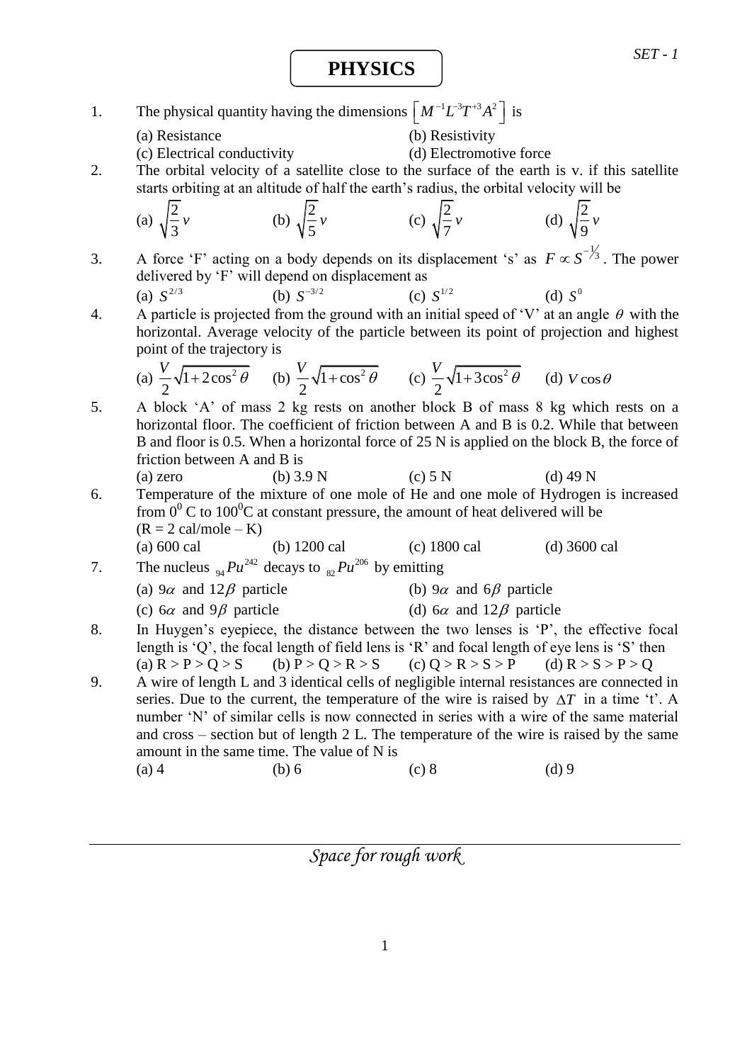SET - 1

# PHYSICS

1. The physical quantity having the dimensions $\left[M^{-1}L^{-3}T^{+3}A^{2}\right]$ is

   (a) Resistance
   (b) Resistivity
   (c) Electrical conductivity
   (d) Electromotive force

2. The orbital velocity of a satellite close to the surface of the earth is v. if this satellite starts orbiting at an altitude of half the earth's radius, the orbital velocity will be

   (a) $\sqrt{\frac{2}{3}}v$
   (b) $\sqrt{\frac{2}{5}}v$
   (c) $\sqrt{\frac{2}{7}}v$
   (d) $\sqrt{\frac{2}{9}}v$

3. A force 'F' acting on a body depends on its displacement 's' as $F \propto S^{-1/3}$. The power delivered by 'F' will depend on displacement as

   (a) $S^{2/3}$
   (b) $S^{-3/2}$
   (c) $S^{1/2}$
   (d) $S^{0}$

4. A particle is projected from the ground with an initial speed of 'V' at an angle $\theta$ with the horizontal. Average velocity of the particle between its point of projection and highest point of the trajectory is

   (a) $\frac{V}{2}\sqrt{1+2\cos^2\theta}$
   (b) $\frac{V}{2}\sqrt{1+\cos^2\theta}$
   (c) $\frac{V}{2}\sqrt{1+3\cos^2\theta}$
   (d) $V\cos\theta$

5. A block 'A' of mass 2 kg rests on another block B of mass 8 kg which rests on a horizontal floor. The coefficient of friction between A and B is 0.2. While that between B and floor is 0.5. When a horizontal force of 25 N is applied on the block B, the force of friction between A and B is

   (a) zero
   (b) 3.9 N
   (c) 5 N
   (d) 49 N

6. Temperature of the mixture of one mole of He and one mole of Hydrogen is increased from $0^0$ C to $100^0$C at constant pressure, the amount of heat delivered will be ($R = 2$ cal/mole – K)

   (a) 600 cal
   (b) 1200 cal
   (c) 1800 cal
   (d) 3600 cal

7. The nucleus ${}_{94}Pu^{242}$ decays to ${}_{82}Pu^{206}$ by emitting

   (a) $9\alpha$ and $12\beta$ particle
   (b) $9\alpha$ and $6\beta$ particle
   (c) $6\alpha$ and $9\beta$ particle
   (d) $6\alpha$ and $12\beta$ particle

8. In Huygen's eyepiece, the distance between the two lenses is 'P', the effective focal length is 'Q', the focal length of field lens is 'R' and focal length of eye lens is 'S' then

   (a) R > P > Q > S
   (b) P > Q > R > S
   (c) Q > R > S > P
   (d) R > S > P > Q

9. A wire of length L and 3 identical cells of negligible internal resistances are connected in series. Due to the current, the temperature of the wire is raised by $\Delta T$ in a time 't'. A number 'N' of similar cells is now connected in series with a wire of the same material and cross – section but of length 2 L. The temperature of the wire is raised by the same amount in the same time. The value of N is

   (a) 4
   (b) 6
   (c) 8
   (d) 9

*Space for rough work*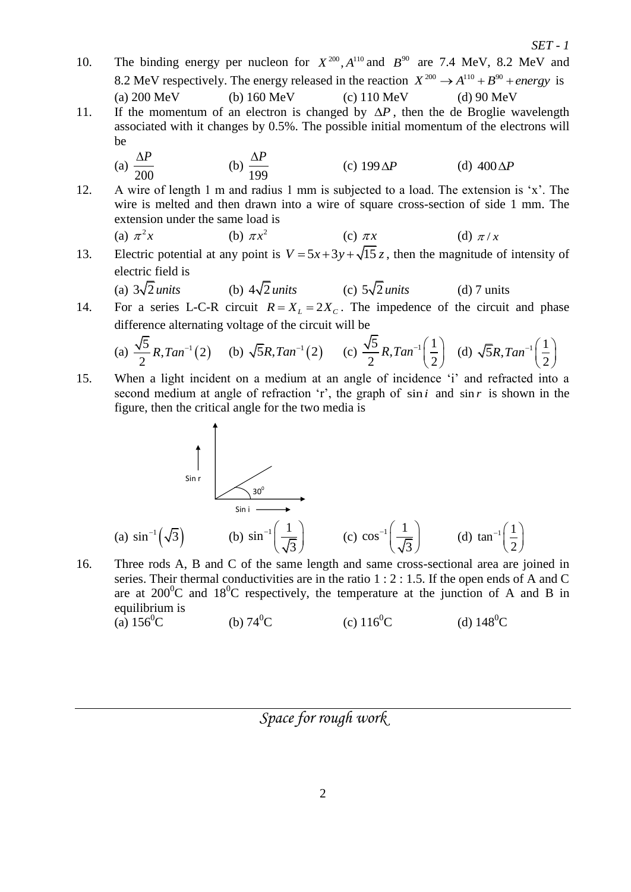10. The binding energy per nucleon for $X^{200}, A^{110}$ and $B^{90}$ are 7.4 MeV, 8.2 MeV and 8.2 MeV respectively. The energy released in the reaction $X^{200} \rightarrow A^{110} + B^{90} + energy$ is

    (a) 200 MeV (b) 160 MeV (c) 110 MeV (d) 90 MeV

11. If the momentum of an electron is changed by $\Delta P$, then the de Broglie wavelength associated with it changes by 0.5%. The possible initial momentum of the electrons will be

    (a) $\frac{\Delta P}{200}$ (b) $\frac{\Delta P}{199}$ (c) $199\Delta P$ (d) $400\Delta P$

12. A wire of length 1 m and radius 1 mm is subjected to a load. The extension is 'x'. The wire is melted and then drawn into a wire of square cross-section of side 1 mm. The extension under the same load is

    (a) $\pi^2 x$ (b) $\pi x^2$ (c) $\pi x$ (d) $\pi / x$

13. Electric potential at any point is $V = 5x + 3y + \sqrt{15}\,z$, then the magnitude of intensity of electric field is

    (a) $3\sqrt{2}\,units$ (b) $4\sqrt{2}\,units$ (c) $5\sqrt{2}\,units$ (d) 7 units

14. For a series L-C-R circuit $R = X_L = 2X_C$. The impedence of the circuit and phase difference alternating voltage of the circuit will be

    (a) $\frac{\sqrt{5}}{2}R, Tan^{-1}(2)$ (b) $\sqrt{5}R, Tan^{-1}(2)$ (c) $\frac{\sqrt{5}}{2}R, Tan^{-1}\left(\frac{1}{2}\right)$ (d) $\sqrt{5}R, Tan^{-1}\left(\frac{1}{2}\right)$

15. When a light incident on a medium at an angle of incidence 'i' and refracted into a second medium at angle of refraction 'r', the graph of $\sin i$ and $\sin r$ is shown in the figure, then the critical angle for the two media is

    Sin r

    $30^0$

    Sin i

    (a) $\sin^{-1}\left(\sqrt{3}\right)$ (b) $\sin^{-1}\left(\frac{1}{\sqrt{3}}\right)$ (c) $\cos^{-1}\left(\frac{1}{\sqrt{3}}\right)$ (d) $\tan^{-1}\left(\frac{1}{2}\right)$

16. Three rods A, B and C of the same length and same cross-sectional area are joined in series. Their thermal conductivities are in the ratio 1 : 2 : 1.5. If the open ends of A and C are at $200^0$C and $18^0$C respectively, the temperature at the junction of A and B in equilibrium is

    (a) $156^0$C (b) $74^0$C (c) $116^0$C (d) $148^0$C

*Space for rough work*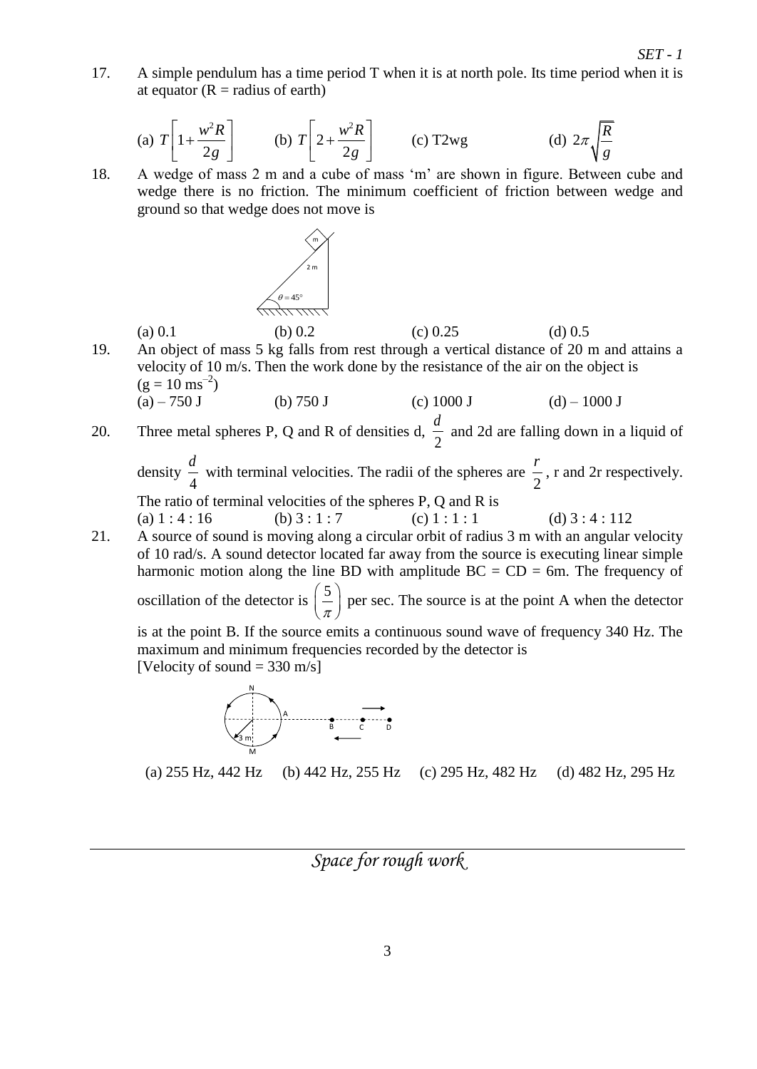17. A simple pendulum has a time period T when it is at north pole. Its time period when it is at equator (R = radius of earth)

(a) $T\left[1+\frac{w^2R}{2g}\right]$ (b) $T\left[2+\frac{w^2R}{2g}\right]$ (c) T2wg (d) $2\pi\sqrt{\frac{R}{g}}$

18. A wedge of mass 2 m and a cube of mass 'm' are shown in figure. Between cube and wedge there is no friction. The minimum coefficient of friction between wedge and ground so that wedge does not move is

(a) 0.1 (b) 0.2 (c) 0.25 (d) 0.5

19. An object of mass 5 kg falls from rest through a vertical distance of 20 m and attains a velocity of 10 m/s. Then the work done by the resistance of the air on the object is ($g = 10\ ms^{-2}$)

(a) – 750 J (b) 750 J (c) 1000 J (d) – 1000 J

20. Three metal spheres P, Q and R of densities d, $\frac{d}{2}$ and 2d are falling down in a liquid of density $\frac{d}{4}$ with terminal velocities. The radii of the spheres are $\frac{r}{2}$, r and 2r respectively. The ratio of terminal velocities of the spheres P, Q and R is

(a) 1 : 4 : 16 (b) 3 : 1 : 7 (c) 1 : 1 : 1 (d) 3 : 4 : 112

21. A source of sound is moving along a circular orbit of radius 3 m with an angular velocity of 10 rad/s. A sound detector located far away from the source is executing linear simple harmonic motion along the line BD with amplitude BC = CD = 6m. The frequency of oscillation of the detector is $\left(\frac{5}{\pi}\right)$ per sec. The source is at the point A when the detector is at the point B. If the source emits a continuous sound wave of frequency 340 Hz. The maximum and minimum frequencies recorded by the detector is
[Velocity of sound = 330 m/s]

(a) 255 Hz, 442 Hz (b) 442 Hz, 255 Hz (c) 295 Hz, 482 Hz (d) 482 Hz, 295 Hz

*Space for rough work*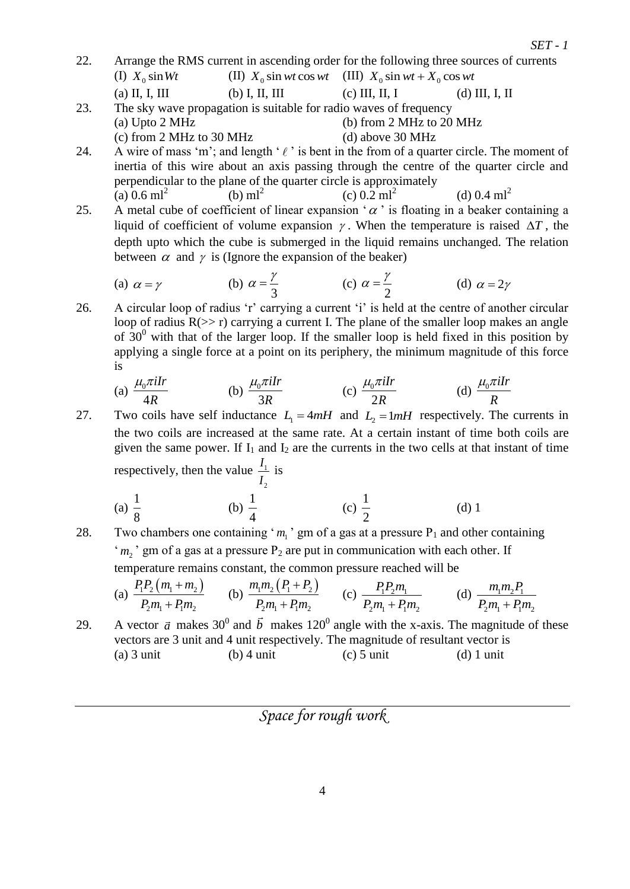22. Arrange the RMS current in ascending order for the following three sources of currents

    (I) $X_0 \sin Wt$ (II) $X_0 \sin wt \cos wt$ (III) $X_0 \sin wt + X_0 \cos wt$

    (a) II, I, III (b) I, II, III (c) III, II, I (d) III, I, II

23. The sky wave propagation is suitable for radio waves of frequency

    (a) Upto 2 MHz (b) from 2 MHz to 20 MHz

    (c) from 2 MHz to 30 MHz (d) above 30 MHz

24. A wire of mass 'm'; and length '$\ell$' is bent in the from of a quarter circle. The moment of inertia of this wire about an axis passing through the centre of the quarter circle and perpendicular to the plane of the quarter circle is approximately

    (a) 0.6 $ml^2$ (b) $ml^2$ (c) 0.2 $ml^2$ (d) 0.4 $ml^2$

25. A metal cube of coefficient of linear expansion '$\alpha$' is floating in a beaker containing a liquid of coefficient of volume expansion $\gamma$. When the temperature is raised $\Delta T$, the depth upto which the cube is submerged in the liquid remains unchanged. The relation between $\alpha$ and $\gamma$ is (Ignore the expansion of the beaker)

    (a) $\alpha = \gamma$ (b) $\alpha = \frac{\gamma}{3}$ (c) $\alpha = \frac{\gamma}{2}$ (d) $\alpha = 2\gamma$

26. A circular loop of radius 'r' carrying a current 'i' is held at the centre of another circular loop of radius R(>> r) carrying a current I. The plane of the smaller loop makes an angle of $30^0$ with that of the larger loop. If the smaller loop is held fixed in this position by applying a single force at a point on its periphery, the minimum magnitude of this force is

    (a) $\frac{\mu_0 \pi i I r}{4R}$ (b) $\frac{\mu_0 \pi i I r}{3R}$ (c) $\frac{\mu_0 \pi i I r}{2R}$ (d) $\frac{\mu_0 \pi i I r}{R}$

27. Two coils have self inductance $L_1 = 4mH$ and $L_2 = 1mH$ respectively. The currents in the two coils are increased at the same rate. At a certain instant of time both coils are given the same power. If $I_1$ and $I_2$ are the currents in the two cells at that instant of time respectively, then the value $\frac{I_1}{I_2}$ is

    (a) $\frac{1}{8}$ (b) $\frac{1}{4}$ (c) $\frac{1}{2}$ (d) 1

28. Two chambers one containing '$m_1$' gm of a gas at a pressure $P_1$ and other containing '$m_2$' gm of a gas at a pressure $P_2$ are put in communication with each other. If temperature remains constant, the common pressure reached will be

    (a) $\frac{P_1 P_2 (m_1 + m_2)}{P_2 m_1 + P_1 m_2}$ (b) $\frac{m_1 m_2 (P_1 + P_2)}{P_2 m_1 + P_1 m_2}$ (c) $\frac{P_1 P_2 m_1}{P_2 m_1 + P_1 m_2}$ (d) $\frac{m_1 m_2 P_1}{P_2 m_1 + P_1 m_2}$

29. A vector $\vec{a}$ makes $30^0$ and $\vec{b}$ makes $120^0$ angle with the x-axis. The magnitude of these vectors are 3 unit and 4 unit respectively. The magnitude of resultant vector is

    (a) 3 unit (b) 4 unit (c) 5 unit (d) 1 unit

*Space for rough work*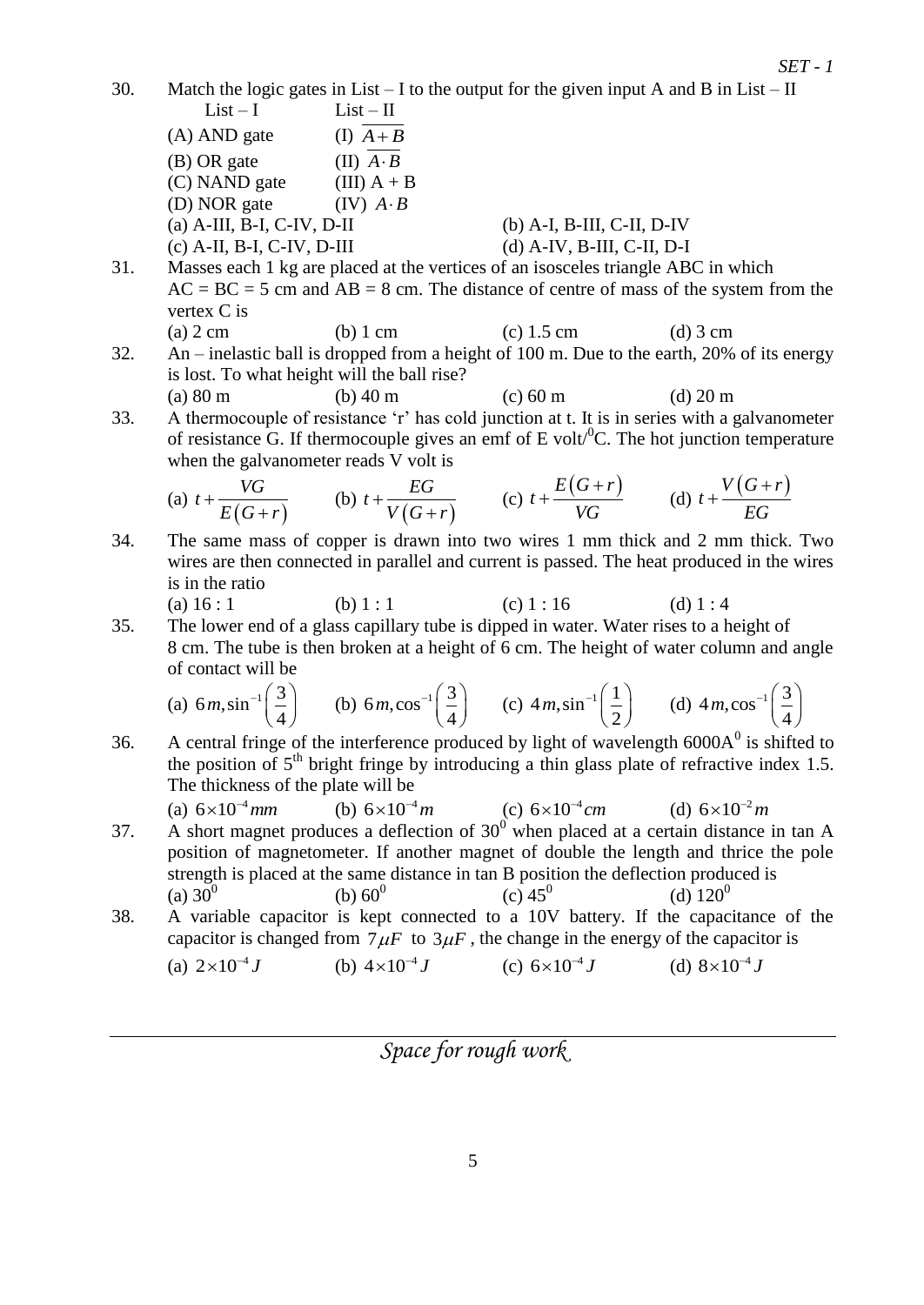30. Match the logic gates in List – I to the output for the given input A and B in List – II

| List – I | List – II |
|---|---|
| (A) AND gate | (I) $\overline{A+B}$ |
| (B) OR gate | (II) $\overline{A\cdot B}$ |
| (C) NAND gate | (III) A + B |
| (D) NOR gate | (IV) $A\cdot B$ |

(a) A-III, B-I, C-IV, D-II  (b) A-I, B-III, C-II, D-IV
(c) A-II, B-I, C-IV, D-III  (d) A-IV, B-III, C-II, D-I

31. Masses each 1 kg are placed at the vertices of an isosceles triangle ABC in which AC = BC = 5 cm and AB = 8 cm. The distance of centre of mass of the system from the vertex C is

(a) 2 cm  (b) 1 cm  (c) 1.5 cm  (d) 3 cm

32. An – inelastic ball is dropped from a height of 100 m. Due to the earth, 20% of its energy is lost. To what height will the ball rise?

(a) 80 m  (b) 40 m  (c) 60 m  (d) 20 m

33. A thermocouple of resistance 'r' has cold junction at t. It is in series with a galvanometer of resistance G. If thermocouple gives an emf of E volt/$^0$C. The hot junction temperature when the galvanometer reads V volt is

(a) $t+\dfrac{VG}{E(G+r)}$  (b) $t+\dfrac{EG}{V(G+r)}$  (c) $t+\dfrac{E(G+r)}{VG}$  (d) $t+\dfrac{V(G+r)}{EG}$

34. The same mass of copper is drawn into two wires 1 mm thick and 2 mm thick. Two wires are then connected in parallel and current is passed. The heat produced in the wires is in the ratio

(a) 16 : 1  (b) 1 : 1  (c) 1 : 16  (d) 1 : 4

35. The lower end of a glass capillary tube is dipped in water. Water rises to a height of 8 cm. The tube is then broken at a height of 6 cm. The height of water column and angle of contact will be

(a) $6m, \sin^{-1}\left(\dfrac{3}{4}\right)$  (b) $6m, \cos^{-1}\left(\dfrac{3}{4}\right)$  (c) $4m, \sin^{-1}\left(\dfrac{1}{2}\right)$  (d) $4m, \cos^{-1}\left(\dfrac{3}{4}\right)$

36. A central fringe of the interference produced by light of wavelength 6000A$^0$ is shifted to the position of 5$^{th}$ bright fringe by introducing a thin glass plate of refractive index 1.5. The thickness of the plate will be

(a) $6\times10^{-4}mm$  (b) $6\times10^{-4}m$  (c) $6\times10^{-4}cm$  (d) $6\times10^{-2}m$

37. A short magnet produces a deflection of 30$^0$ when placed at a certain distance in tan A position of magnetometer. If another magnet of double the length and thrice the pole strength is placed at the same distance in tan B position the deflection produced is

(a) 30$^0$  (b) 60$^0$  (c) 45$^0$  (d) 120$^0$

38. A variable capacitor is kept connected to a 10V battery. If the capacitance of the capacitor is changed from $7\mu F$ to $3\mu F$, the change in the energy of the capacitor is

(a) $2\times10^{-4}J$  (b) $4\times10^{-4}J$  (c) $6\times10^{-4}J$  (d) $8\times10^{-4}J$

*Space for rough work*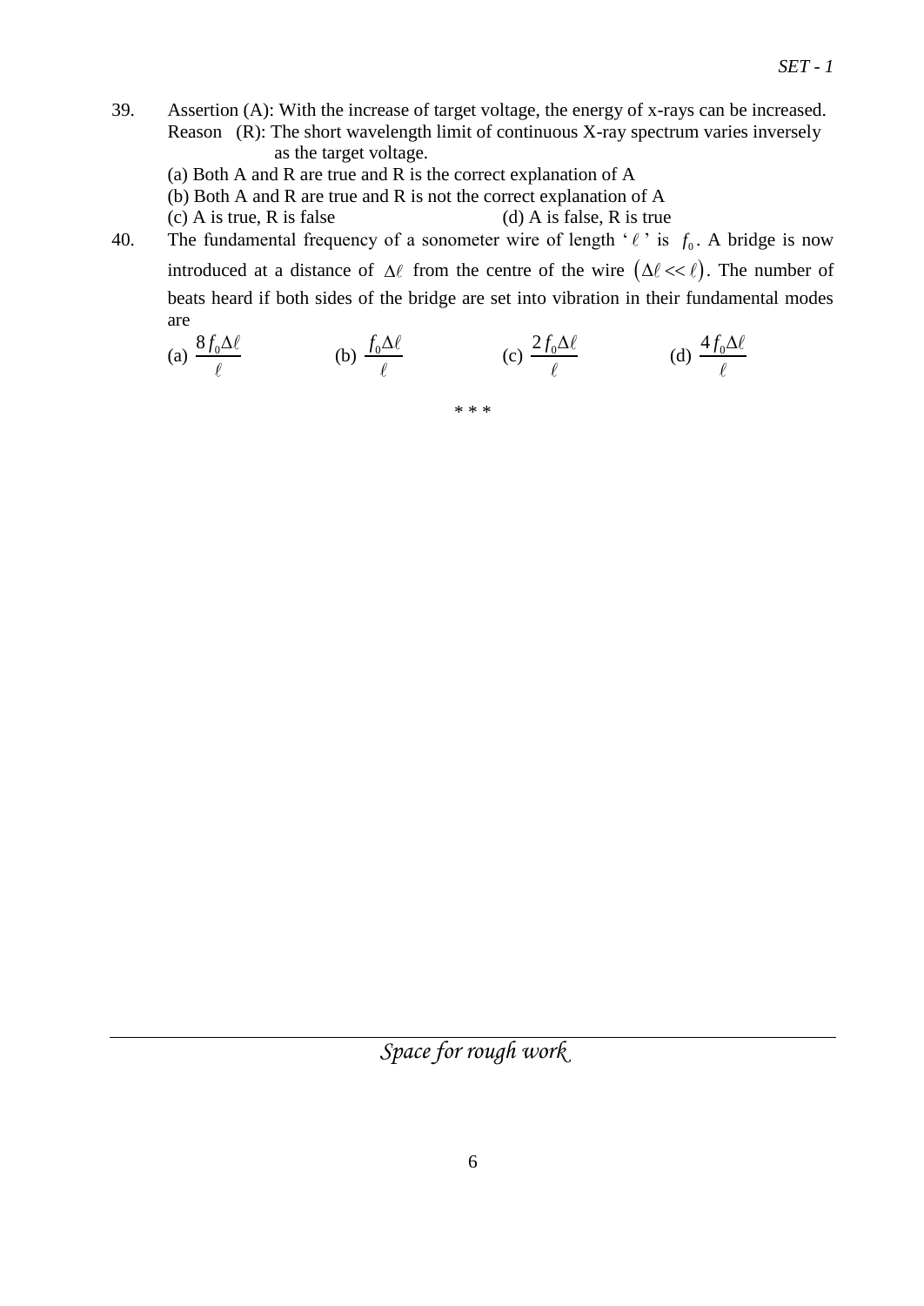39. Assertion (A): With the increase of target voltage, the energy of x-rays can be increased.
Reason (R): The short wavelength limit of continuous X-ray spectrum varies inversely as the target voltage.

(a) Both A and R are true and R is the correct explanation of A
(b) Both A and R are true and R is not the correct explanation of A
(c) A is true, R is false
(d) A is false, R is true

40. The fundamental frequency of a sonometer wire of length '$\ell$' is $f_0$. A bridge is now introduced at a distance of $\Delta\ell$ from the centre of the wire $(\Delta\ell << \ell)$. The number of beats heard if both sides of the bridge are set into vibration in their fundamental modes are

(a) $\frac{8f_0\Delta\ell}{\ell}$ (b) $\frac{f_0\Delta\ell}{\ell}$ (c) $\frac{2f_0\Delta\ell}{\ell}$ (d) $\frac{4f_0\Delta\ell}{\ell}$

* * *

*Space for rough work*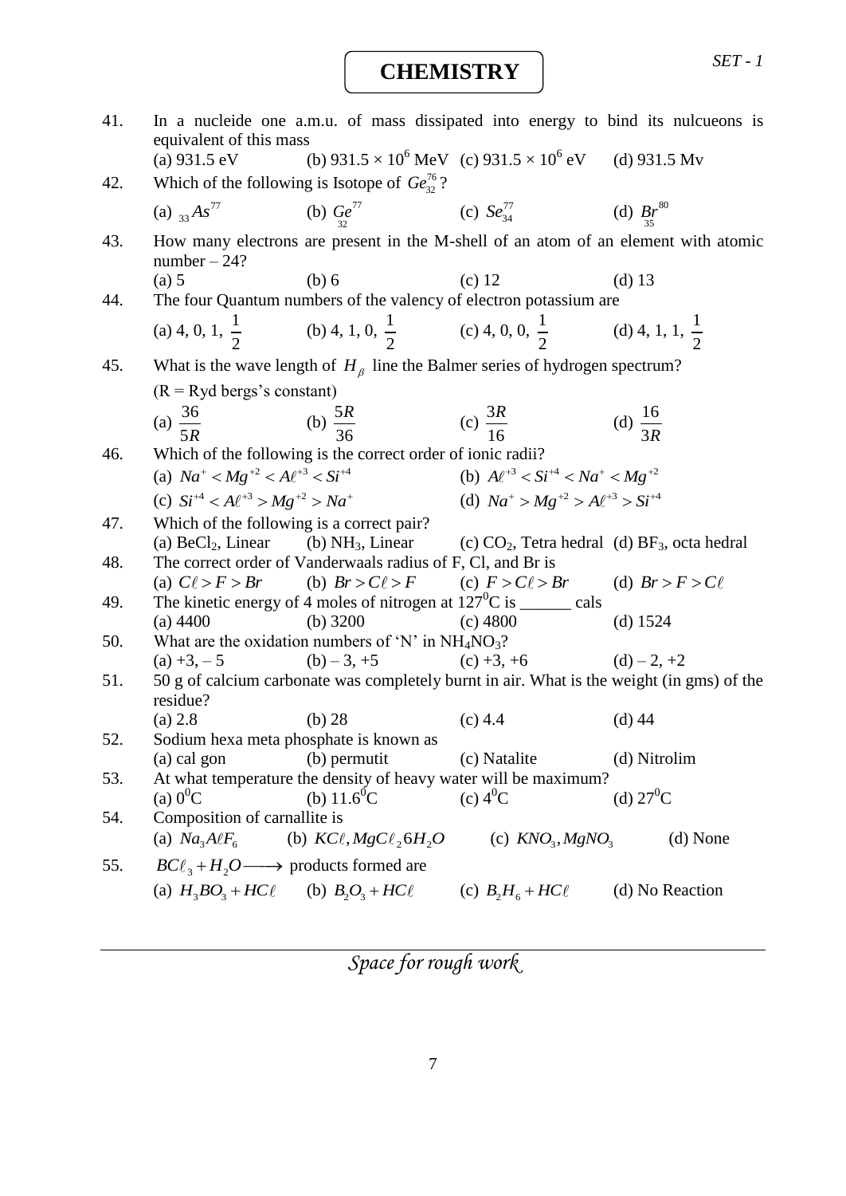# CHEMISTRY

SET - 1

41. In a nucleide one a.m.u. of mass dissipated into energy to bind its nulcueons is equivalent of this mass
    (a) 931.5 eV (b) $931.5 \times 10^6$ MeV (c) $931.5 \times 10^6$ eV (d) 931.5 Mv

42. Which of the following is Isotope of $Ge_{32}^{76}$?
    (a) ${}_{33}As^{77}$ (b) $\underset{32}{Ge}^{77}$ (c) $Se_{34}^{77}$ (d) $\underset{35}{Br}^{80}$

43. How many electrons are present in the M-shell of an atom of an element with atomic number – 24?
    (a) 5 (b) 6 (c) 12 (d) 13

44. The four Quantum numbers of the valency of electron potassium are
    (a) 4, 0, 1, $\frac{1}{2}$ (b) 4, 1, 0, $\frac{1}{2}$ (c) 4, 0, 0, $\frac{1}{2}$ (d) 4, 1, 1, $\frac{1}{2}$

45. What is the wave length of $H_\beta$ line the Balmer series of hydrogen spectrum?
    (R = Ryd bergs's constant)
    (a) $\frac{36}{5R}$ (b) $\frac{5R}{36}$ (c) $\frac{3R}{16}$ (d) $\frac{16}{3R}$

46. Which of the following is the correct order of ionic radii?
    (a) $Na^{+} < Mg^{+2} < Al^{+3} < Si^{+4}$ (b) $Al^{+3} < Si^{+4} < Na^{+} < Mg^{+2}$
    (c) $Si^{+4} < Al^{+3} > Mg^{+2} > Na^{+}$ (d) $Na^{+} > Mg^{+2} > Al^{+3} > Si^{+4}$

47. Which of the following is a correct pair?
    (a) $BeCl_2$, Linear (b) $NH_3$, Linear (c) $CO_2$, Tetra hedral (d) $BF_3$, octa hedral

48. The correct order of Vanderwaals radius of F, Cl, and Br is
    (a) $Cl > F > Br$ (b) $Br > Cl > F$ (c) $F > Cl > Br$ (d) $Br > F > Cl$

49. The kinetic energy of 4 moles of nitrogen at $127^0$C is ______ cals
    (a) 4400 (b) 3200 (c) 4800 (d) 1524

50. What are the oxidation numbers of 'N' in $NH_4NO_3$?
    (a) +3, – 5 (b) – 3, +5 (c) +3, +6 (d) – 2, +2

51. 50 g of calcium carbonate was completely burnt in air. What is the weight (in gms) of the residue?
    (a) 2.8 (b) 28 (c) 4.4 (d) 44

52. Sodium hexa meta phosphate is known as
    (a) cal gon (b) permutit (c) Natalite (d) Nitrolim

53. At what temperature the density of heavy water will be maximum?
    (a) $0^0$C (b) $11.6^0$C (c) $4^0$C (d) $27^0$C

54. Composition of carnallite is
    (a) $Na_3AlF_6$ (b) $KCl, MgCl_2 6H_2O$ (c) $KNO_3, MgNO_3$ (d) None

55. $BCl_3 + H_2O \longrightarrow$ products formed are
    (a) $H_3BO_3 + HCl$ (b) $B_2O_3 + HCl$ (c) $B_2H_6 + HCl$ (d) No Reaction

*Space for rough work*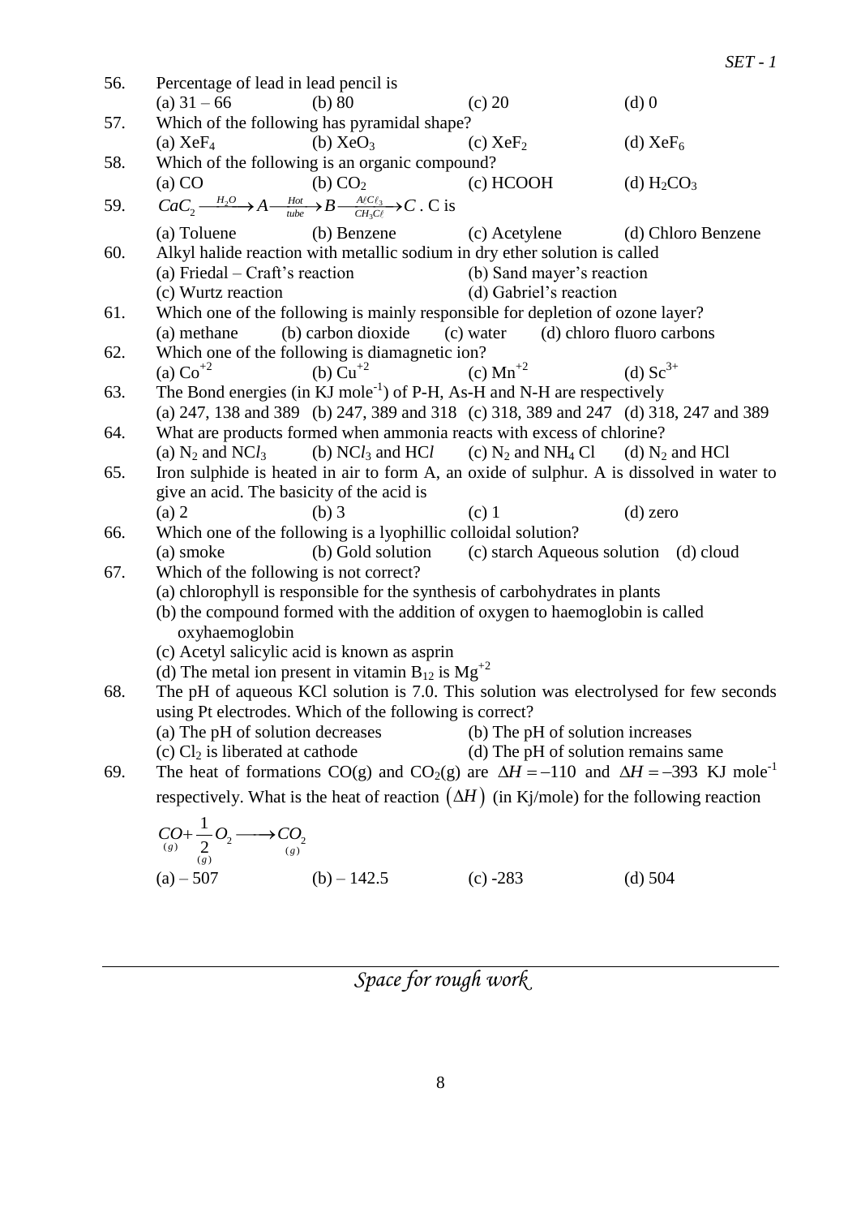56. Percentage of lead in lead pencil is
(a) 31 – 66 (b) 80 (c) 20 (d) 0

57. Which of the following has pyramidal shape?
(a) $XeF_4$ (b) $XeO_3$ (c) $XeF_2$ (d) $XeF_6$

58. Which of the following is an organic compound?
(a) CO (b) $CO_2$ (c) HCOOH (d) $H_2CO_3$

59. $CaC_2 \xrightarrow{H_2O} A \xrightarrow[tube]{Hot} B \xrightarrow[CH_3C\ell]{AlC\ell_3} C$ . C is
(a) Toluene (b) Benzene (c) Acetylene (d) Chloro Benzene

60. Alkyl halide reaction with metallic sodium in dry ether solution is called
(a) Friedal – Craft's reaction (b) Sand mayer's reaction
(c) Wurtz reaction (d) Gabriel's reaction

61. Which one of the following is mainly responsible for depletion of ozone layer?
(a) methane (b) carbon dioxide (c) water (d) chloro fluoro carbons

62. Which one of the following is diamagnetic ion?
(a) $Co^{+2}$ (b) $Cu^{+2}$ (c) $Mn^{+2}$ (d) $Sc^{3+}$

63. The Bond energies (in KJ $mole^{-1}$) of P-H, As-H and N-H are respectively
(a) 247, 138 and 389 (b) 247, 389 and 318 (c) 318, 389 and 247 (d) 318, 247 and 389

64. What are products formed when ammonia reacts with excess of chlorine?
(a) $N_2$ and $NCl_3$ (b) $NCl_3$ and HCl (c) $N_2$ and $NH_4$ Cl (d) $N_2$ and HCl

65. Iron sulphide is heated in air to form A, an oxide of sulphur. A is dissolved in water to give an acid. The basicity of the acid is
(a) 2 (b) 3 (c) 1 (d) zero

66. Which one of the following is a lyophillic colloidal solution?
(a) smoke (b) Gold solution (c) starch Aqueous solution (d) cloud

67. Which of the following is not correct?
(a) chlorophyll is responsible for the synthesis of carbohydrates in plants
(b) the compound formed with the addition of oxygen to haemoglobin is called oxyhaemoglobin
(c) Acetyl salicylic acid is known as asprin
(d) The metal ion present in vitamin $B_{12}$ is $Mg^{+2}$

68. The pH of aqueous KCl solution is 7.0. This solution was electrolysed for few seconds using Pt electrodes. Which of the following is correct?
(a) The pH of solution decreases (b) The pH of solution increases
(c) $Cl_2$ is liberated at cathode (d) The pH of solution remains same

69. The heat of formations CO(g) and $CO_2$(g) are $\Delta H = -110$ and $\Delta H = -393$ KJ $mole^{-1}$ respectively. What is the heat of reaction $(\Delta H)$ (in Kj/mole) for the following reaction

$$\underset{(g)}{CO} + \frac{1}{2}\underset{(g)}{O_2} \longrightarrow \underset{(g)}{CO_2}$$

(a) – 507 (b) – 142.5 (c) -283 (d) 504

*Space for rough work*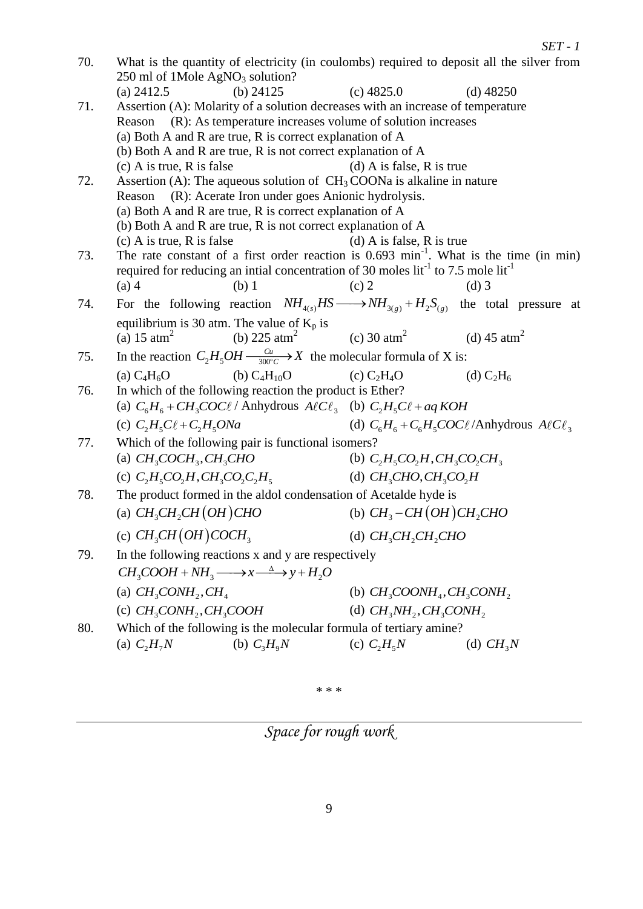70. What is the quantity of electricity (in coulombs) required to deposit all the silver from 250 ml of 1Mole $AgNO_3$ solution?

(a) 2412.5 (b) 24125 (c) 4825.0 (d) 48250

71. Assertion (A): Molarity of a solution decreases with an increase of temperature

Reason (R): As temperature increases volume of solution increases

(a) Both A and R are true, R is correct explanation of A

(b) Both A and R are true, R is not correct explanation of A

(c) A is true, R is false (d) A is false, R is true

72. Assertion (A): The aqueous solution of $CH_3COONa$ is alkaline in nature

Reason (R): Acerate Iron under goes Anionic hydrolysis.

(a) Both A and R are true, R is correct explanation of A

(b) Both A and R are true, R is not correct explanation of A

(c) A is true, R is false (d) A is false, R is true

73. The rate constant of a first order reaction is 0.693 $min^{-1}$. What is the time (in min) required for reducing an intial concentration of 30 moles $lit^{-1}$ to 7.5 mole $lit^{-1}$

(a) 4 (b) 1 (c) 2 (d) 3

74. For the following reaction $NH_{4(s)}HS \longrightarrow NH_{3(g)} + H_2S_{(g)}$ the total pressure at equilibrium is 30 atm. The value of $K_p$ is

(a) 15 $atm^2$ (b) 225 $atm^2$ (c) 30 $atm^2$ (d) 45 $atm^2$

75. In the reaction $C_2H_5OH \xrightarrow[300°C]{Cu} X$ the molecular formula of X is:

(a) $C_4H_6O$ (b) $C_4H_{10}O$ (c) $C_2H_4O$ (d) $C_2H_6$

76. In which of the following reaction the product is Ether?

(a) $C_6H_6 + CH_3COC\ell$ / Anhydrous $A\ell C\ell_3$ (b) $C_2H_5C\ell + aq\,KOH$

(c) $C_2H_5C\ell + C_2H_5ONa$ (d) $C_6H_6 + C_6H_5COC\ell$/Anhydrous $A\ell C\ell_3$

77. Which of the following pair is functional isomers?

(a) $CH_3COCH_3, CH_3CHO$ (b) $C_2H_5CO_2H, CH_3CO_2CH_3$

(c) $C_2H_5CO_2H, CH_3CO_2C_2H_5$ (d) $CH_3CHO, CH_3CO_2H$

78. The product formed in the aldol condensation of Acetalde hyde is

(a) $CH_3CH_2CH(OH)CHO$ (b) $CH_3-CH(OH)CH_2CHO$

(c) $CH_3CH(OH)COCH_3$ (d) $CH_3CH_2CH_2CHO$

79. In the following reactions x and y are respectively

$CH_3COOH + NH_3 \longrightarrow x \xrightarrow{\Delta} y + H_2O$

(a) $CH_3CONH_2, CH_4$ (b) $CH_3COONH_4, CH_3CONH_2$

(c) $CH_3CONH_2, CH_3COOH$ (d) $CH_3NH_2, CH_3CONH_2$

80. Which of the following is the molecular formula of tertiary amine?

(a) $C_2H_7N$ (b) $C_3H_9N$ (c) $C_2H_5N$ (d) $CH_3N$

\* \* \*

*Space for rough work*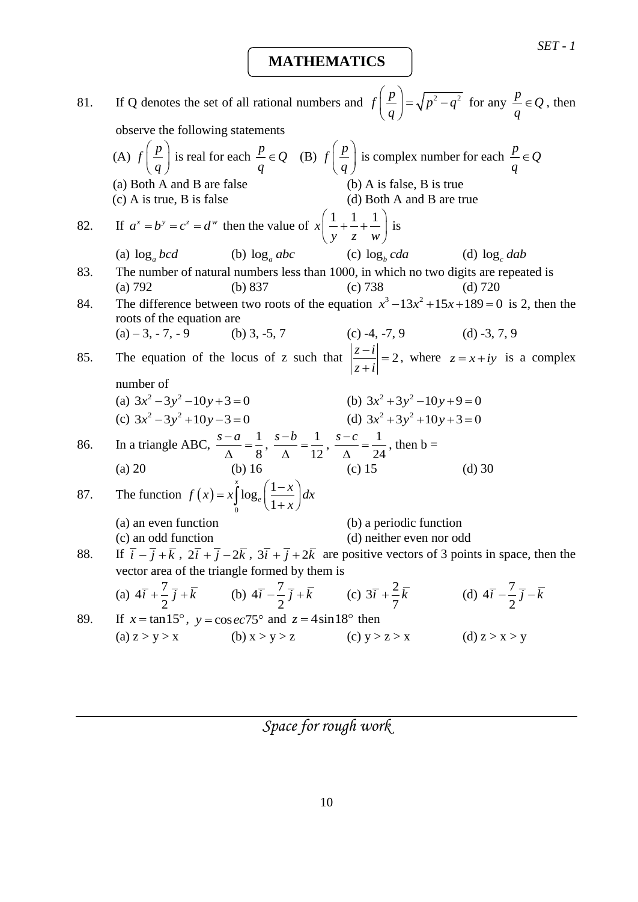# MATHEMATICS

81. If Q denotes the set of all rational numbers and $f\left(\frac{p}{q}\right)=\sqrt{p^2-q^2}$ for any $\frac{p}{q}\in Q$, then observe the following statements

(A) $f\left(\frac{p}{q}\right)$ is real for each $\frac{p}{q}\in Q$ (B) $f\left(\frac{p}{q}\right)$ is complex number for each $\frac{p}{q}\in Q$

(a) Both A and B are false (b) A is false, B is true
(c) A is true, B is false (d) Both A and B are true

82. If $a^x = b^y = c^z = d^w$ then the value of $x\left(\frac{1}{y}+\frac{1}{z}+\frac{1}{w}\right)$ is

(a) $\log_a bcd$ (b) $\log_a abc$ (c) $\log_b cda$ (d) $\log_c dab$

83. The number of natural numbers less than 1000, in which no two digits are repeated is

(a) 792 (b) 837 (c) 738 (d) 720

84. The difference between two roots of the equation $x^3-13x^2+15x+189=0$ is 2, then the roots of the equation are

(a) – 3, - 7, - 9 (b) 3, -5, 7 (c) -4, -7, 9 (d) -3, 7, 9

85. The equation of the locus of z such that $\left|\frac{z-i}{z+i}\right|=2$, where $z=x+iy$ is a complex number of

(a) $3x^2-3y^2-10y+3=0$ (b) $3x^2+3y^2-10y+9=0$
(c) $3x^2-3y^2+10y-3=0$ (d) $3x^2+3y^2+10y+3=0$

86. In a triangle ABC, $\frac{s-a}{\Delta}=\frac{1}{8}$, $\frac{s-b}{\Delta}=\frac{1}{12}$, $\frac{s-c}{\Delta}=\frac{1}{24}$, then b =

(a) 20 (b) 16 (c) 15 (d) 30

87. The function $f(x)=x\int_0^x \log_e\left(\frac{1-x}{1+x}\right)dx$

(a) an even function (b) a periodic function
(c) an odd function (d) neither even nor odd

88. If $\bar{i}-\bar{j}+\bar{k}$, $2\bar{i}+\bar{j}-2\bar{k}$, $3\bar{i}+\bar{j}+2\bar{k}$ are positive vectors of 3 points in space, then the vector area of the triangle formed by them is

(a) $4\bar{i}+\frac{7}{2}\bar{j}+\bar{k}$ (b) $4\bar{i}-\frac{7}{2}\bar{j}+\bar{k}$ (c) $3\bar{i}+\frac{2}{7}\bar{k}$ (d) $4\bar{i}-\frac{7}{2}\bar{j}-\bar{k}$

89. If $x=\tan 15°$, $y=\text{cosec}\,75°$ and $z=4\sin 18°$ then

(a) z > y > x (b) x > y > z (c) y > z > x (d) z > x > y

*Space for rough work*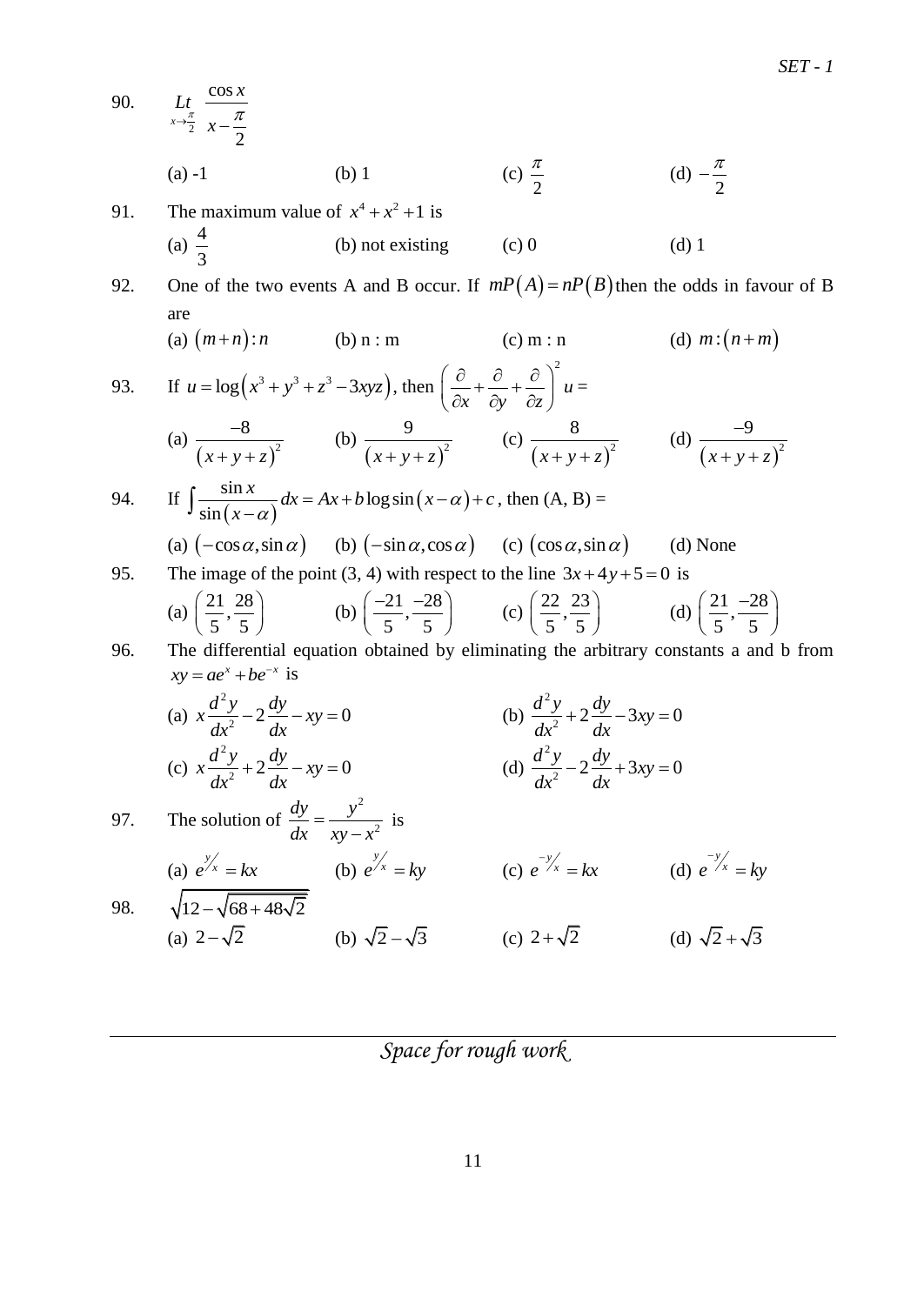90. $\underset{x \to \frac{\pi}{2}}{Lt} \dfrac{\cos x}{x - \dfrac{\pi}{2}}$

(a) -1 (b) 1 (c) $\dfrac{\pi}{2}$ (d) $-\dfrac{\pi}{2}$

91. The maximum value of $x^4 + x^2 + 1$ is

(a) $\dfrac{4}{3}$ (b) not existing (c) 0 (d) 1

92. One of the two events A and B occur. If $mP(A) = nP(B)$ then the odds in favour of B are

(a) $(m+n):n$ (b) n : m (c) m : n (d) $m:(n+m)$

93. If $u = \log\left(x^3 + y^3 + z^3 - 3xyz\right)$, then $\left(\dfrac{\partial}{\partial x} + \dfrac{\partial}{\partial y} + \dfrac{\partial}{\partial z}\right)^2 u =$

(a) $\dfrac{-8}{(x+y+z)^2}$ (b) $\dfrac{9}{(x+y+z)^2}$ (c) $\dfrac{8}{(x+y+z)^2}$ (d) $\dfrac{-9}{(x+y+z)^2}$

94. If $\int \dfrac{\sin x}{\sin(x-\alpha)} dx = Ax + b \log \sin(x-\alpha) + c$, then (A, B) =

(a) $(-\cos\alpha, \sin\alpha)$ (b) $(-\sin\alpha, \cos\alpha)$ (c) $(\cos\alpha, \sin\alpha)$ (d) None

95. The image of the point (3, 4) with respect to the line $3x + 4y + 5 = 0$ is

(a) $\left(\dfrac{21}{5}, \dfrac{28}{5}\right)$ (b) $\left(\dfrac{-21}{5}, \dfrac{-28}{5}\right)$ (c) $\left(\dfrac{22}{5}, \dfrac{23}{5}\right)$ (d) $\left(\dfrac{21}{5}, \dfrac{-28}{5}\right)$

96. The differential equation obtained by eliminating the arbitrary constants a and b from $xy = ae^x + be^{-x}$ is

(a) $x\dfrac{d^2y}{dx^2} - 2\dfrac{dy}{dx} - xy = 0$ (b) $\dfrac{d^2y}{dx^2} + 2\dfrac{dy}{dx} - 3xy = 0$

(c) $x\dfrac{d^2y}{dx^2} + 2\dfrac{dy}{dx} - xy = 0$ (d) $\dfrac{d^2y}{dx^2} - 2\dfrac{dy}{dx} + 3xy = 0$

97. The solution of $\dfrac{dy}{dx} = \dfrac{y^2}{xy - x^2}$ is

(a) $e^{y/x} = kx$ (b) $e^{y/x} = ky$ (c) $e^{-y/x} = kx$ (d) $e^{-y/x} = ky$

98. $\sqrt{12 - \sqrt{68 + 48\sqrt{2}}}$

(a) $2 - \sqrt{2}$ (b) $\sqrt{2} - \sqrt{3}$ (c) $2 + \sqrt{2}$ (d) $\sqrt{2} + \sqrt{3}$

*Space for rough work*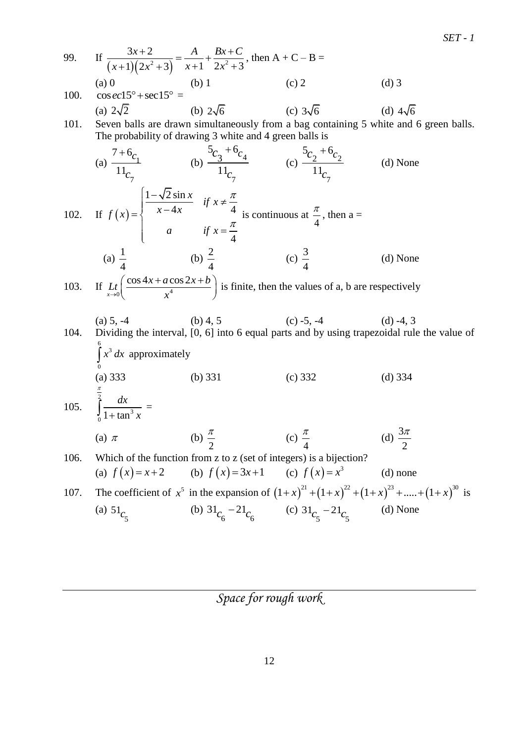99. If $\frac{3x+2}{(x+1)(2x^2+3)} = \frac{A}{x+1} + \frac{Bx+C}{2x^2+3}$, then A + C – B =

(a) 0 (b) 1 (c) 2 (d) 3

100. $\cos ec15° + \sec 15°$ =

(a) $2\sqrt{2}$ (b) $2\sqrt{6}$ (c) $3\sqrt{6}$ (d) $4\sqrt{6}$

101. Seven balls are drawn simultaneously from a bag containing 5 white and 6 green balls. The probability of drawing 3 white and 4 green balls is

(a) $\frac{7+6_{c_1}}{11_{c_7}}$ (b) $\frac{5_{c_3}+6_{c_4}}{11_{c_7}}$ (c) $\frac{5_{c_2}+6_{c_2}}{11_{c_7}}$ (d) None

102. If $f(x) = \begin{cases} \frac{1-\sqrt{2}\sin x}{x-4x} & if\ x \neq \frac{\pi}{4} \\ a & if\ x = \frac{\pi}{4} \end{cases}$ is continuous at $\frac{\pi}{4}$, then a =

(a) $\frac{1}{4}$ (b) $\frac{2}{4}$ (c) $\frac{3}{4}$ (d) None

103. If $\underset{x \to 0}{Lt}\left(\frac{\cos 4x + a\cos 2x + b}{x^4}\right)$ is finite, then the values of a, b are respectively

(a) 5, -4 (b) 4, 5 (c) -5, -4 (d) -4, 3

104. Dividing the interval, [0, 6] into 6 equal parts and by using trapezoidal rule the value of $\int_0^6 x^3\,dx$ approximately

(a) 333 (b) 331 (c) 332 (d) 334

105. $\int_0^{\frac{\pi}{2}} \frac{dx}{1+\tan^3 x}$ =

(a) $\pi$ (b) $\frac{\pi}{2}$ (c) $\frac{\pi}{4}$ (d) $\frac{3\pi}{2}$

106. Which of the function from z to z (set of integers) is a bijection?

(a) $f(x) = x+2$ (b) $f(x) = 3x+1$ (c) $f(x) = x^3$ (d) none

107. The coefficient of $x^5$ in the expansion of $(1+x)^{21} + (1+x)^{22} + (1+x)^{23} + ..... + (1+x)^{30}$ is

(a) $51_{c_5}$ (b) $31_{c_6} - 21_{c_6}$ (c) $31_{c_5} - 21_{c_5}$ (d) None

*Space for rough work*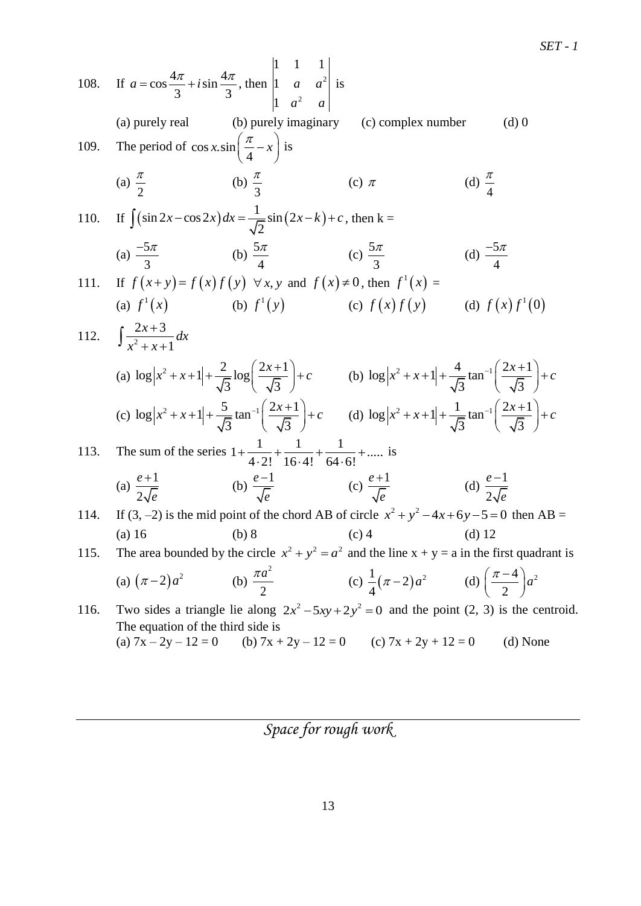108. If $a = \cos\frac{4\pi}{3} + i\sin\frac{4\pi}{3}$, then $\begin{vmatrix} 1 & 1 & 1 \\ 1 & a & a^2 \\ 1 & a^2 & a \end{vmatrix}$ is

(a) purely real (b) purely imaginary (c) complex number (d) 0

109. The period of $\cos x.\sin\left(\frac{\pi}{4} - x\right)$ is

(a) $\frac{\pi}{2}$ (b) $\frac{\pi}{3}$ (c) $\pi$ (d) $\frac{\pi}{4}$

110. If $\int(\sin 2x - \cos 2x)\,dx = \frac{1}{\sqrt{2}}\sin(2x - k) + c$, then k =

(a) $\frac{-5\pi}{3}$ (b) $\frac{5\pi}{4}$ (c) $\frac{5\pi}{3}$ (d) $\frac{-5\pi}{4}$

111. If $f(x+y) = f(x)f(y)\ \forall x, y$ and $f(x) \neq 0$, then $f^1(x)$ =

(a) $f^1(x)$ (b) $f^1(y)$ (c) $f(x)f(y)$ (d) $f(x)f^1(0)$

112. $\int \frac{2x+3}{x^2+x+1}\,dx$

(a) $\log\left|x^2+x+1\right| + \frac{2}{\sqrt{3}}\log\left(\frac{2x+1}{\sqrt{3}}\right) + c$ (b) $\log\left|x^2+x+1\right| + \frac{4}{\sqrt{3}}\tan^{-1}\left(\frac{2x+1}{\sqrt{3}}\right) + c$

(c) $\log\left|x^2+x+1\right| + \frac{5}{\sqrt{3}}\tan^{-1}\left(\frac{2x+1}{\sqrt{3}}\right) + c$ (d) $\log\left|x^2+x+1\right| + \frac{1}{\sqrt{3}}\tan^{-1}\left(\frac{2x+1}{\sqrt{3}}\right) + c$

113. The sum of the series $1 + \frac{1}{4\cdot 2!} + \frac{1}{16\cdot 4!} + \frac{1}{64\cdot 6!} + .....$ is

(a) $\frac{e+1}{2\sqrt{e}}$ (b) $\frac{e-1}{\sqrt{e}}$ (c) $\frac{e+1}{\sqrt{e}}$ (d) $\frac{e-1}{2\sqrt{e}}$

114. If (3, –2) is the mid point of the chord AB of circle $x^2 + y^2 - 4x + 6y - 5 = 0$ then AB =

(a) 16 (b) 8 (c) 4 (d) 12

115. The area bounded by the circle $x^2 + y^2 = a^2$ and the line x + y = a in the first quadrant is

(a) $(\pi - 2)a^2$ (b) $\frac{\pi a^2}{2}$ (c) $\frac{1}{4}(\pi - 2)a^2$ (d) $\left(\frac{\pi - 4}{2}\right)a^2$

116. Two sides a triangle lie along $2x^2 - 5xy + 2y^2 = 0$ and the point (2, 3) is the centroid. The equation of the third side is

(a) 7x – 2y – 12 = 0 (b) 7x + 2y – 12 = 0 (c) 7x + 2y + 12 = 0 (d) None

*Space for rough work*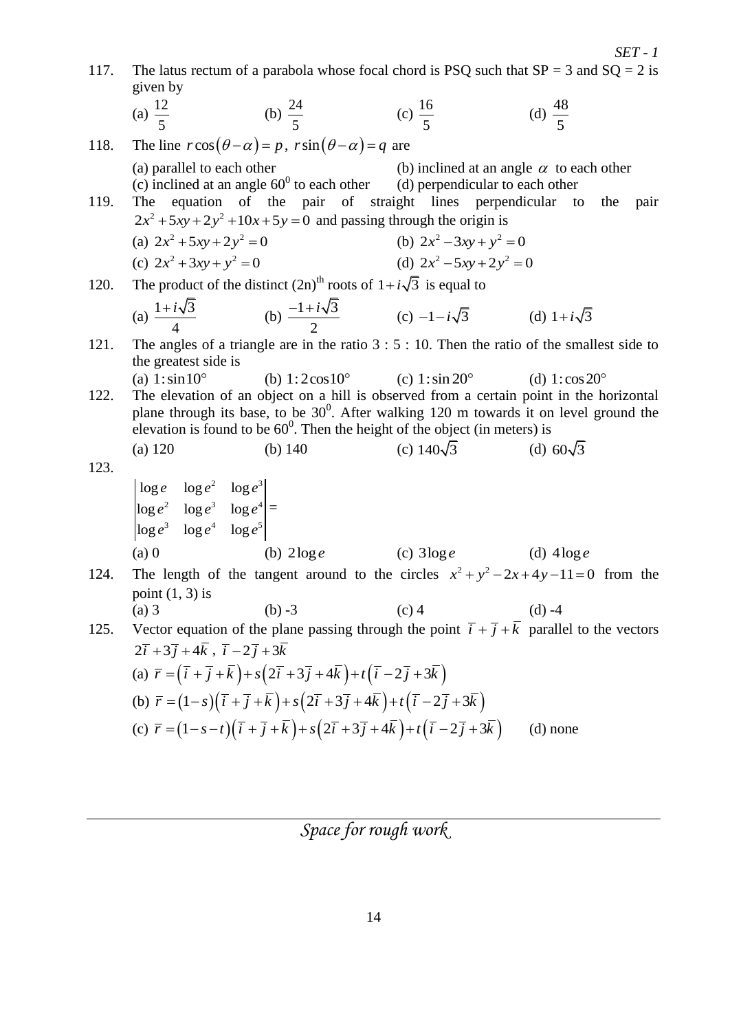117. The latus rectum of a parabola whose focal chord is PSQ such that SP = 3 and SQ = 2 is given by

(a) $\frac{12}{5}$ (b) $\frac{24}{5}$ (c) $\frac{16}{5}$ (d) $\frac{48}{5}$

118. The line $r\cos(\theta-\alpha)=p$, $r\sin(\theta-\alpha)=q$ are

(a) parallel to each other (b) inclined at an angle $\alpha$ to each other
(c) inclined at an angle $60^0$ to each other (d) perpendicular to each other

119. The equation of the pair of straight lines perpendicular to the pair $2x^2+5xy+2y^2+10x+5y=0$ and passing through the origin is

(a) $2x^2+5xy+2y^2=0$ (b) $2x^2-3xy+y^2=0$
(c) $2x^2+3xy+y^2=0$ (d) $2x^2-5xy+2y^2=0$

120. The product of the distinct $(2n)^{th}$ roots of $1+i\sqrt{3}$ is equal to

(a) $\frac{1+i\sqrt{3}}{4}$ (b) $\frac{-1+i\sqrt{3}}{2}$ (c) $-1-i\sqrt{3}$ (d) $1+i\sqrt{3}$

121. The angles of a triangle are in the ratio 3 : 5 : 10. Then the ratio of the smallest side to the greatest side is

(a) $1:\sin 10°$ (b) $1:2\cos 10°$ (c) $1:\sin 20°$ (d) $1:\cos 20°$

122. The elevation of an object on a hill is observed from a certain point in the horizontal plane through its base, to be $30^0$. After walking 120 m towards it on level ground the elevation is found to be $60^0$. Then the height of the object (in meters) is

(a) 120 (b) 140 (c) $140\sqrt{3}$ (d) $60\sqrt{3}$

123.

$$\begin{vmatrix} \log e & \log e^2 & \log e^3 \\ \log e^2 & \log e^3 & \log e^4 \\ \log e^3 & \log e^4 & \log e^5 \end{vmatrix} =$$

(a) 0 (b) $2\log e$ (c) $3\log e$ (d) $4\log e$

124. The length of the tangent around to the circles $x^2+y^2-2x+4y-11=0$ from the point (1, 3) is

(a) 3 (b) -3 (c) 4 (d) -4

125. Vector equation of the plane passing through the point $\overline{i}+\overline{j}+\overline{k}$ parallel to the vectors $2\overline{i}+3\overline{j}+4\overline{k}$, $\overline{i}-2\overline{j}+3\overline{k}$

(a) $\overline{r}=(\overline{i}+\overline{j}+\overline{k})+s(2\overline{i}+3\overline{j}+4\overline{k})+t(\overline{i}-2\overline{j}+3\overline{k})$

(b) $\overline{r}=(1-s)(\overline{i}+\overline{j}+\overline{k})+s(2\overline{i}+3\overline{j}+4\overline{k})+t(\overline{i}-2\overline{j}+3\overline{k})$

(c) $\overline{r}=(1-s-t)(\overline{i}+\overline{j}+\overline{k})+s(2\overline{i}+3\overline{j}+4\overline{k})+t(\overline{i}-2\overline{j}+3\overline{k})$ (d) none

*Space for rough work*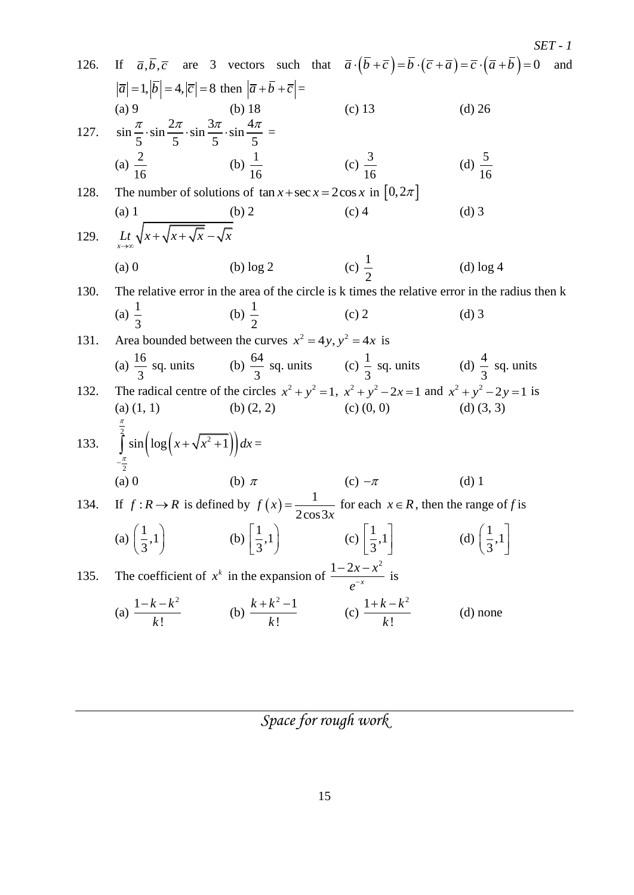126. If $\bar{a}, \bar{b}, \bar{c}$ are 3 vectors such that $\bar{a} \cdot (\bar{b} + \bar{c}) = \bar{b} \cdot (\bar{c} + \bar{a}) = \bar{c} \cdot (\bar{a} + \bar{b}) = 0$ and $|\bar{a}| = 1, |\bar{b}| = 4, |\bar{c}| = 8$ then $|\bar{a} + \bar{b} + \bar{c}| =$

(a) 9 (b) 18 (c) 13 (d) 26

127. $\sin\frac{\pi}{5} \cdot \sin\frac{2\pi}{5} \cdot \sin\frac{3\pi}{5} \cdot \sin\frac{4\pi}{5} =$

(a) $\frac{2}{16}$ (b) $\frac{1}{16}$ (c) $\frac{3}{16}$ (d) $\frac{5}{16}$

128. The number of solutions of $\tan x + \sec x = 2\cos x$ in $[0, 2\pi]$

(a) 1 (b) 2 (c) 4 (d) 3

129. $\underset{x \to \infty}{Lt} \sqrt{x + \sqrt{x + \sqrt{x}}} - \sqrt{x}$

(a) 0 (b) log 2 (c) $\frac{1}{2}$ (d) log 4

130. The relative error in the area of the circle is k times the relative error in the radius then k

(a) $\frac{1}{3}$ (b) $\frac{1}{2}$ (c) 2 (d) 3

131. Area bounded between the curves $x^2 = 4y, y^2 = 4x$ is

(a) $\frac{16}{3}$ sq. units (b) $\frac{64}{3}$ sq. units (c) $\frac{1}{3}$ sq. units (d) $\frac{4}{3}$ sq. units

132. The radical centre of the circles $x^2 + y^2 = 1$, $x^2 + y^2 - 2x = 1$ and $x^2 + y^2 - 2y = 1$ is

(a) (1, 1) (b) (2, 2) (c) (0, 0) (d) (3, 3)

133. $\int_{-\frac{\pi}{2}}^{\frac{\pi}{2}} \sin\left(\log\left(x + \sqrt{x^2 + 1}\right)\right) dx =$

(a) 0 (b) $\pi$ (c) $-\pi$ (d) 1

134. If $f : R \to R$ is defined by $f(x) = \frac{1}{2\cos 3x}$ for each $x \in R$, then the range of $f$ is

(a) $\left(\frac{1}{3}, 1\right)$ (b) $\left[\frac{1}{3}, 1\right)$ (c) $\left[\frac{1}{3}, 1\right]$ (d) $\left(\frac{1}{3}, 1\right]$

135. The coefficient of $x^k$ in the expansion of $\frac{1 - 2x - x^2}{e^{-x}}$ is

(a) $\frac{1 - k - k^2}{k!}$ (b) $\frac{k + k^2 - 1}{k!}$ (c) $\frac{1 + k - k^2}{k!}$ (d) none

*Space for rough work*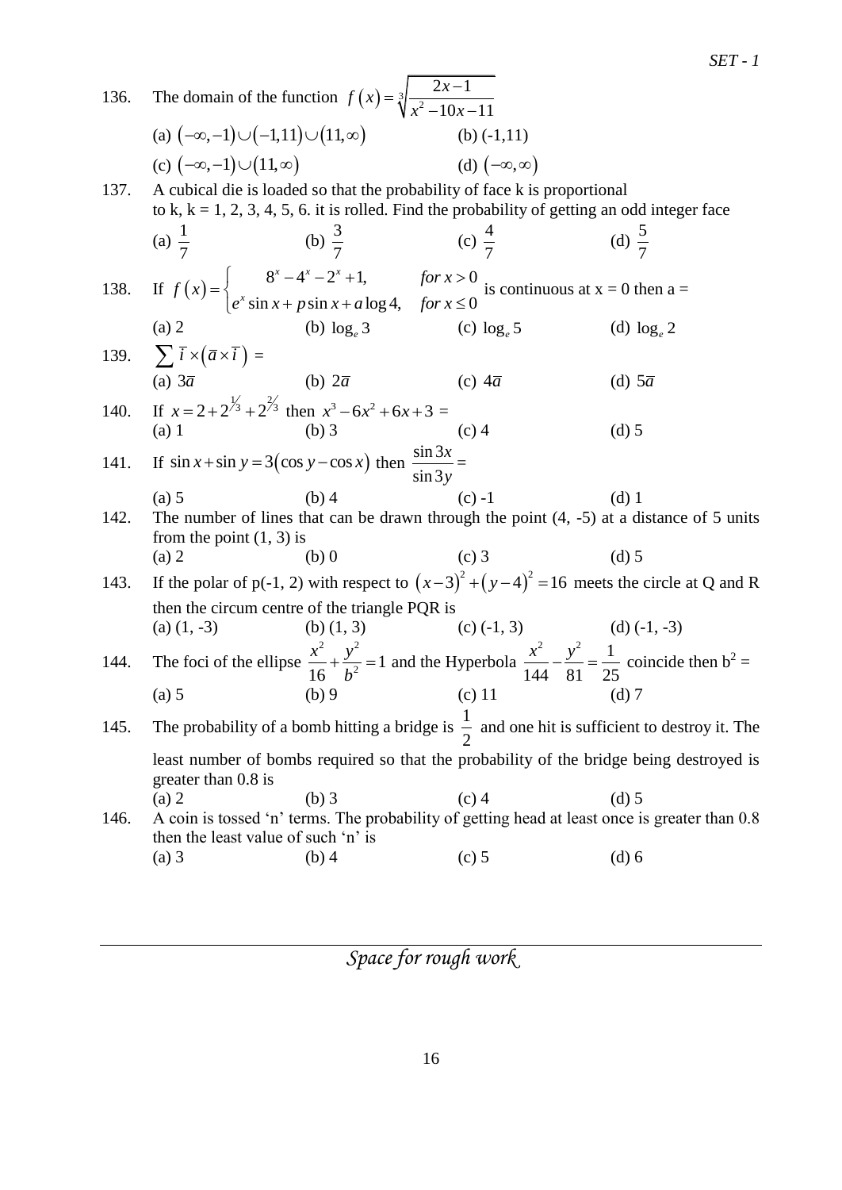136. The domain of the function $f(x)=\sqrt[3]{\dfrac{2x-1}{x^2-10x-11}}$

(a) $(-\infty,-1)\cup(-1,11)\cup(11,\infty)$ (b) (-1,11)

(c) $(-\infty,-1)\cup(11,\infty)$ (d) $(-\infty,\infty)$

137. A cubical die is loaded so that the probability of face k is proportional to k, k = 1, 2, 3, 4, 5, 6. it is rolled. Find the probability of getting an odd integer face

(a) $\dfrac{1}{7}$ (b) $\dfrac{3}{7}$ (c) $\dfrac{4}{7}$ (d) $\dfrac{5}{7}$

138. If $f(x)=\begin{cases} 8^x-4^x-2^x+1, & for\ x>0 \\ e^x\sin x+p\sin x+a\log 4, & for\ x\le 0\end{cases}$ is continuous at x = 0 then a =

(a) 2 (b) $\log_e 3$ (c) $\log_e 5$ (d) $\log_e 2$

139. $\sum \bar{i}\times(\bar{a}\times\bar{i})=$

(a) $3\bar{a}$ (b) $2\bar{a}$ (c) $4\bar{a}$ (d) $5\bar{a}$

140. If $x=2+2^{1/3}+2^{2/3}$ then $x^3-6x^2+6x+3=$

(a) 1 (b) 3 (c) 4 (d) 5

141. If $\sin x+\sin y=3(\cos y-\cos x)$ then $\dfrac{\sin 3x}{\sin 3y}=$

(a) 5 (b) 4 (c) -1 (d) 1

142. The number of lines that can be drawn through the point (4, -5) at a distance of 5 units from the point (1, 3) is

(a) 2 (b) 0 (c) 3 (d) 5

143. If the polar of p(-1, 2) with respect to $(x-3)^2+(y-4)^2=16$ meets the circle at Q and R then the circum centre of the triangle PQR is

(a) (1, -3) (b) (1, 3) (c) (-1, 3) (d) (-1, -3)

144. The foci of the ellipse $\dfrac{x^2}{16}+\dfrac{y^2}{b^2}=1$ and the Hyperbola $\dfrac{x^2}{144}-\dfrac{y^2}{81}=\dfrac{1}{25}$ coincide then $b^2$ =

(a) 5 (b) 9 (c) 11 (d) 7

145. The probability of a bomb hitting a bridge is $\dfrac{1}{2}$ and one hit is sufficient to destroy it. The least number of bombs required so that the probability of the bridge being destroyed is greater than 0.8 is

(a) 2 (b) 3 (c) 4 (d) 5

146. A coin is tossed 'n' terms. The probability of getting head at least once is greater than 0.8 then the least value of such 'n' is

(a) 3 (b) 4 (c) 5 (d) 6

*Space for rough work*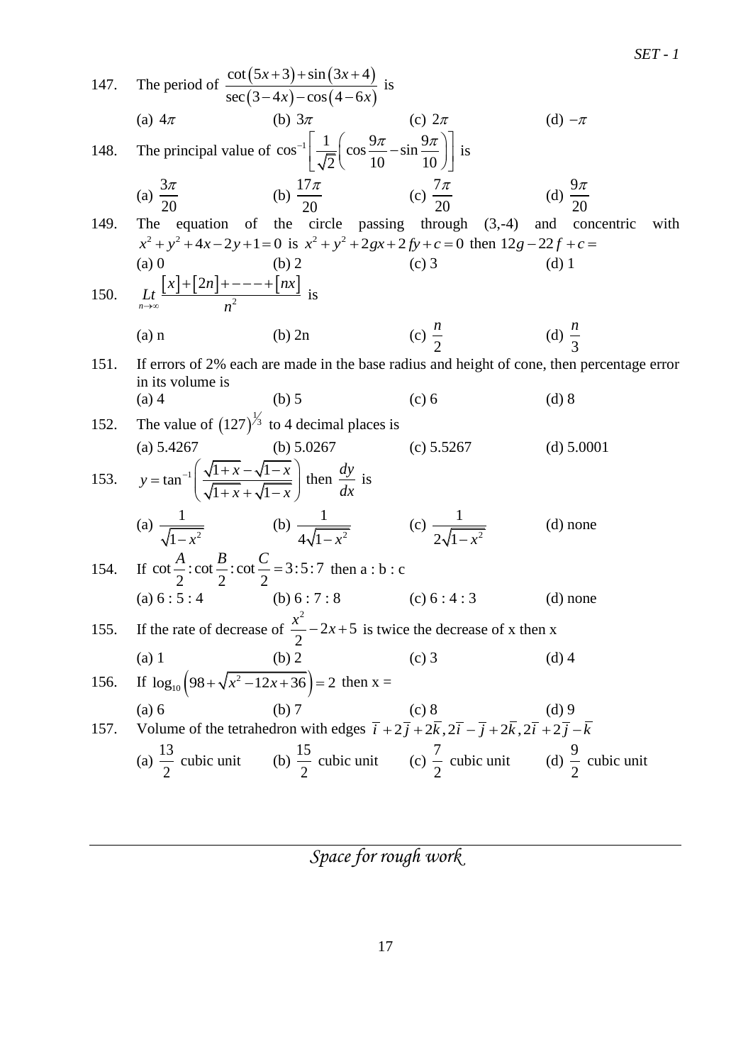147. The period of $\dfrac{\cot(5x+3)+\sin(3x+4)}{\sec(3-4x)-\cos(4-6x)}$ is

(a) $4\pi$ (b) $3\pi$ (c) $2\pi$ (d) $-\pi$

148. The principal value of $\cos^{-1}\left[\dfrac{1}{\sqrt{2}}\left(\cos\dfrac{9\pi}{10}-\sin\dfrac{9\pi}{10}\right)\right]$ is

(a) $\dfrac{3\pi}{20}$ (b) $\dfrac{17\pi}{20}$ (c) $\dfrac{7\pi}{20}$ (d) $\dfrac{9\pi}{20}$

149. The equation of the circle passing through (3,-4) and concentric with $x^2+y^2+4x-2y+1=0$ is $x^2+y^2+2gx+2fy+c=0$ then $12g-22f+c=$

(a) 0 (b) 2 (c) 3 (d) 1

150. $\underset{n\to\infty}{Lt}\dfrac{[x]+[2n]+---+[nx]}{n^2}$ is

(a) n (b) 2n (c) $\dfrac{n}{2}$ (d) $\dfrac{n}{3}$

151. If errors of 2% each are made in the base radius and height of cone, then percentage error in its volume is

(a) 4 (b) 5 (c) 6 (d) 8

152. The value of $(127)^{\frac{1}{3}}$ to 4 decimal places is

(a) 5.4267 (b) 5.0267 (c) 5.5267 (d) 5.0001

153. $y=\tan^{-1}\left(\dfrac{\sqrt{1+x}-\sqrt{1-x}}{\sqrt{1+x}+\sqrt{1-x}}\right)$ then $\dfrac{dy}{dx}$ is

(a) $\dfrac{1}{\sqrt{1-x^2}}$ (b) $\dfrac{1}{4\sqrt{1-x^2}}$ (c) $\dfrac{1}{2\sqrt{1-x^2}}$ (d) none

154. If $\cot\dfrac{A}{2}:\cot\dfrac{B}{2}:\cot\dfrac{C}{2}=3:5:7$ then a : b : c

(a) 6 : 5 : 4 (b) 6 : 7 : 8 (c) 6 : 4 : 3 (d) none

155. If the rate of decrease of $\dfrac{x^2}{2}-2x+5$ is twice the decrease of x then x

(a) 1 (b) 2 (c) 3 (d) 4

156. If $\log_{10}\left(98+\sqrt{x^2-12x+36}\right)=2$ then x =

(a) 6 (b) 7 (c) 8 (d) 9

157. Volume of the tetrahedron with edges $\bar{i}+2\bar{j}+2\bar{k}, 2\bar{i}-\bar{j}+2\bar{k}, 2\bar{i}+2\bar{j}-\bar{k}$

(a) $\dfrac{13}{2}$ cubic unit (b) $\dfrac{15}{2}$ cubic unit (c) $\dfrac{7}{2}$ cubic unit (d) $\dfrac{9}{2}$ cubic unit

*Space for rough work*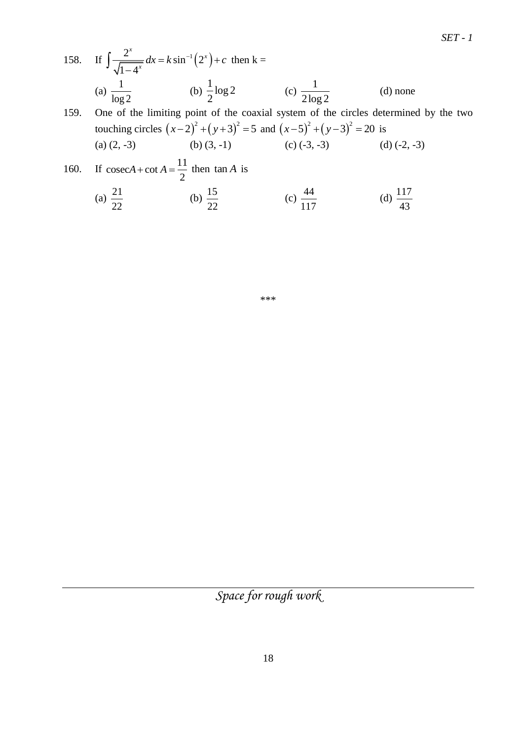158. If $\int \frac{2^x}{\sqrt{1-4^x}} dx = k \sin^{-1}\left(2^x\right) + c$ then k =

(a) $\frac{1}{\log 2}$ (b) $\frac{1}{2}\log 2$ (c) $\frac{1}{2\log 2}$ (d) none

159. One of the limiting point of the coaxial system of the circles determined by the two touching circles $\left(x-2\right)^2 + \left(y+3\right)^2 = 5$ and $\left(x-5\right)^2 + \left(y-3\right)^2 = 20$ is

(a) (2, -3) (b) (3, -1) (c) (-3, -3) (d) (-2, -3)

160. If $\text{cosec}A + \cot A = \frac{11}{2}$ then $\tan A$ is

(a) $\frac{21}{22}$ (b) $\frac{15}{22}$ (c) $\frac{44}{117}$ (d) $\frac{117}{43}$

***

*Space for rough work*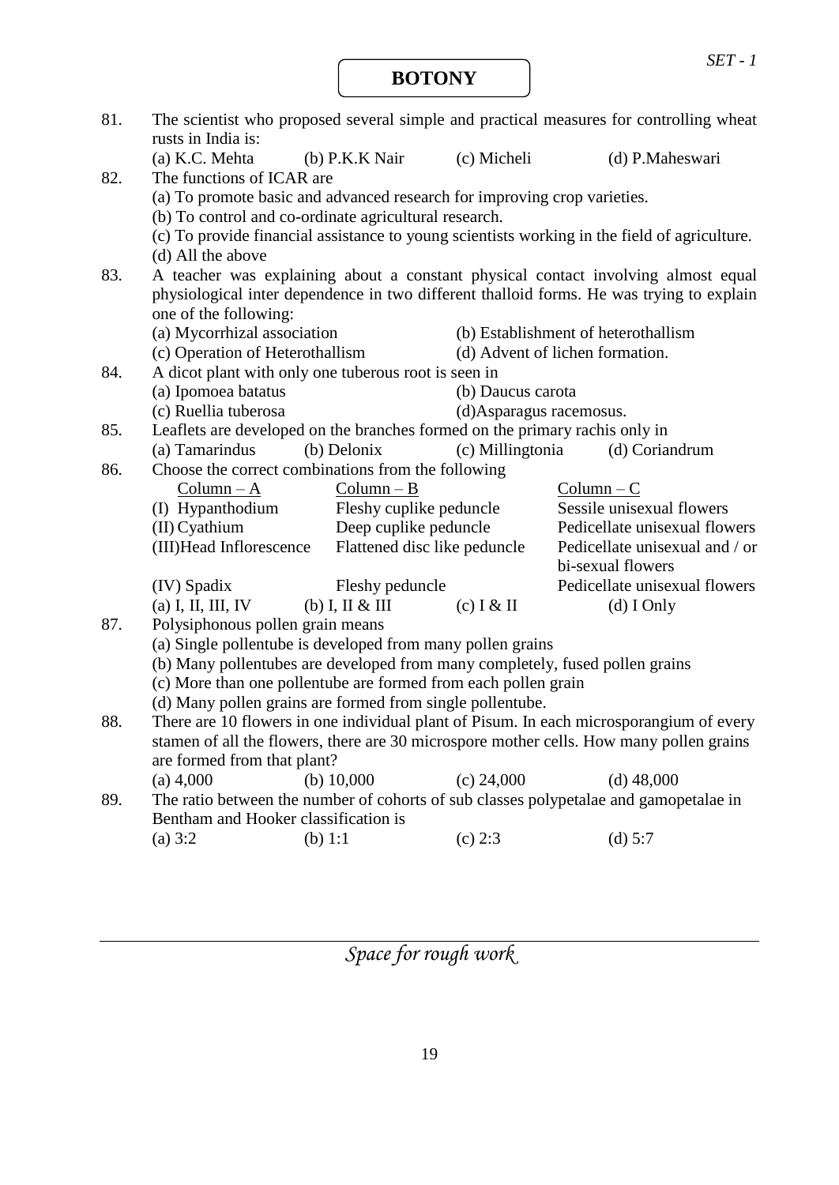# BOTONY

81. The scientist who proposed several simple and practical measures for controlling wheat rusts in India is:
    (a) K.C. Mehta (b) P.K.K Nair (c) Micheli (d) P.Maheswari

82. The functions of ICAR are
    (a) To promote basic and advanced research for improving crop varieties.
    (b) To control and co-ordinate agricultural research.
    (c) To provide financial assistance to young scientists working in the field of agriculture.
    (d) All the above

83. A teacher was explaining about a constant physical contact involving almost equal physiological inter dependence in two different thalloid forms. He was trying to explain one of the following:
    (a) Mycorrhizal association (b) Establishment of heterothallism
    (c) Operation of Heterothallism (d) Advent of lichen formation.

84. A dicot plant with only one tuberous root is seen in
    (a) Ipomoea batatus (b) Daucus carota
    (c) Ruellia tuberosa (d) Asparagus racemosus.

85. Leaflets are developed on the branches formed on the primary rachis only in
    (a) Tamarindus (b) Delonix (c) Millingtonia (d) Coriandrum

86. Choose the correct combinations from the following

| Column – A | Column – B | Column – C |
|---|---|---|
| (I) Hypanthodium | Fleshy cuplike peduncle | Sessile unisexual flowers |
| (II) Cyathium | Deep cuplike peduncle | Pedicellate unisexual flowers |
| (III) Head Inflorescence | Flattened disc like peduncle | Pedicellate unisexual and / or bi-sexual flowers |
| (IV) Spadix | Fleshy peduncle | Pedicellate unisexual flowers |

    (a) I, II, III, IV (b) I, II & III (c) I & II (d) I Only

87. Polysiphonous pollen grain means
    (a) Single pollentube is developed from many pollen grains
    (b) Many pollentubes are developed from many completely, fused pollen grains
    (c) More than one pollentube are formed from each pollen grain
    (d) Many pollen grains are formed from single pollentube.

88. There are 10 flowers in one individual plant of Pisum. In each microsporangium of every stamen of all the flowers, there are 30 microspore mother cells. How many pollen grains are formed from that plant?
    (a) 4,000 (b) 10,000 (c) 24,000 (d) 48,000

89. The ratio between the number of cohorts of sub classes polypetalae and gamopetalae in Bentham and Hooker classification is
    (a) 3:2 (b) 1:1 (c) 2:3 (d) 5:7

*Space for rough work*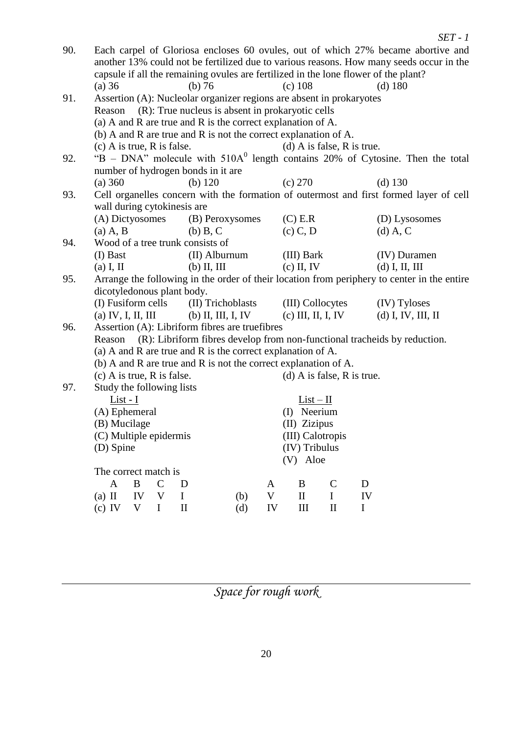90. Each carpel of Gloriosa encloses 60 ovules, out of which 27% became abortive and another 13% could not be fertilized due to various reasons. How many seeds occur in the capsule if all the remaining ovules are fertilized in the lone flower of the plant?

(a) 36 (b) 76 (c) 108 (d) 180

91. Assertion (A): Nucleolar organizer regions are absent in prokaryotes

Reason (R): True nucleus is absent in prokaryotic cells

(a) A and R are true and R is the correct explanation of A.

(b) A and R are true and R is not the correct explanation of A.

(c) A is true, R is false. (d) A is false, R is true.

92. "B – DNA" molecule with $510A^0$ length contains 20% of Cytosine. Then the total number of hydrogen bonds in it are

(a) 360 (b) 120 (c) 270 (d) 130

93. Cell organelles concern with the formation of outermost and first formed layer of cell wall during cytokinesis are

(A) Dictyosomes (B) Peroxysomes (C) E.R (D) Lysosomes

(a) A, B (b) B, C (c) C, D (d) A, C

94. Wood of a tree trunk consists of

(I) Bast (II) Alburnum (III) Bark (IV) Duramen

(a) I, II (b) II, III (c) II, IV (d) I, II, III

95. Arrange the following in the order of their location from periphery to center in the entire dicotyledonous plant body.

(I) Fusiform cells (II) Trichoblasts (III) Collocytes (IV) Tyloses

(a) IV, I, II, III (b) II, III, I, IV (c) III, II, I, IV (d) I, IV, III, II

96. Assertion (A): Libriform fibres are truefibres

Reason (R): Libriform fibres develop from non-functional tracheids by reduction.

(a) A and R are true and R is the correct explanation of A.

(b) A and R are true and R is not the correct explanation of A.

(c) A is true, R is false. (d) A is false, R is true.

97. Study the following lists

| List - I | List – II |
|---|---|
| (A) Ephemeral | (I) Neerium |
| (B) Mucilage | (II) Zizipus |
| (C) Multiple epidermis | (III) Calotropis |
| (D) Spine | (IV) Tribulus |
| | (V) Aloe |

The correct match is

| | A | B | C | D | | A | B | C | D |
|---|---|---|---|---|---|---|---|---|---|
| (a) | II | IV | V | I | (b) | V | II | I | IV |
| (c) | IV | V | I | II | (d) | IV | III | II | I |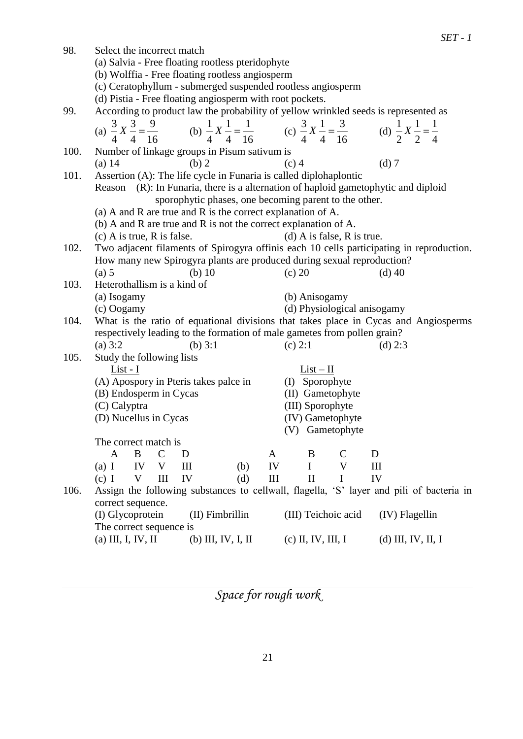98. Select the incorrect match

(a) Salvia - Free floating rootless pteridophyte
(b) Wolffia - Free floating rootless angiosperm
(c) Ceratophyllum - submerged suspended rootless angiosperm
(d) Pistia - Free floating angiosperm with root pockets.

99. According to product law the probability of yellow wrinkled seeds is represented as

(a) $\frac{3}{4} X \frac{3}{4} = \frac{9}{16}$ (b) $\frac{1}{4} X \frac{1}{4} = \frac{1}{16}$ (c) $\frac{3}{4} X \frac{1}{4} = \frac{3}{16}$ (d) $\frac{1}{2} X \frac{1}{2} = \frac{1}{4}$

100. Number of linkage groups in Pisum sativum is

(a) 14 (b) 2 (c) 4 (d) 7

101. Assertion (A): The life cycle in Funaria is called diplohaplontic
Reason (R): In Funaria, there is a alternation of haploid gametophytic and diploid sporophytic phases, one becoming parent to the other.

(a) A and R are true and R is the correct explanation of A.
(b) A and R are true and R is not the correct explanation of A.
(c) A is true, R is false. (d) A is false, R is true.

102. Two adjacent filaments of Spirogyra offinis each 10 cells participating in reproduction. How many new Spirogyra plants are produced during sexual reproduction?

(a) 5 (b) 10 (c) 20 (d) 40

103. Heterothallism is a kind of

(a) Isogamy (b) Anisogamy
(c) Oogamy (d) Physiological anisogamy

104. What is the ratio of equational divisions that take place in Cycas and Angiosperms respectively leading to the formation of male gametes from pollen grain?

(a) 3:2 (b) 3:1 (c) 2:1 (d) 2:3

105. Study the following lists

| List - I | List – II |
|---|---|
| (A) Apospory in Pteris takes palce in | (I) Sporophyte |
| (B) Endosperm in Cycas | (II) Gametophyte |
| (C) Calyptra | (III) Sporophyte |
| (D) Nucellus in Cycas | (IV) Gametophyte |
| | (V) Gametophyte |

The correct match is

| | A | B | C | D | | A | B | C | D |
|---|---|---|---|---|---|---|---|---|---|
| (a) | I | IV | V | III | (b) | IV | I | V | III |
| (c) | I | V | III | IV | (d) | III | II | I | IV |

106. Assign the following substances to cellwall, flagella, 'S' layer and pili of bacteria in correct sequence.

(I) Glycoprotein (II) Fimbrillin (III) Teichoic acid (IV) Flagellin

The correct sequence is

(a) III, I, IV, II (b) III, IV, I, II (c) II, IV, III, I (d) III, IV, II, I

*Space for rough work*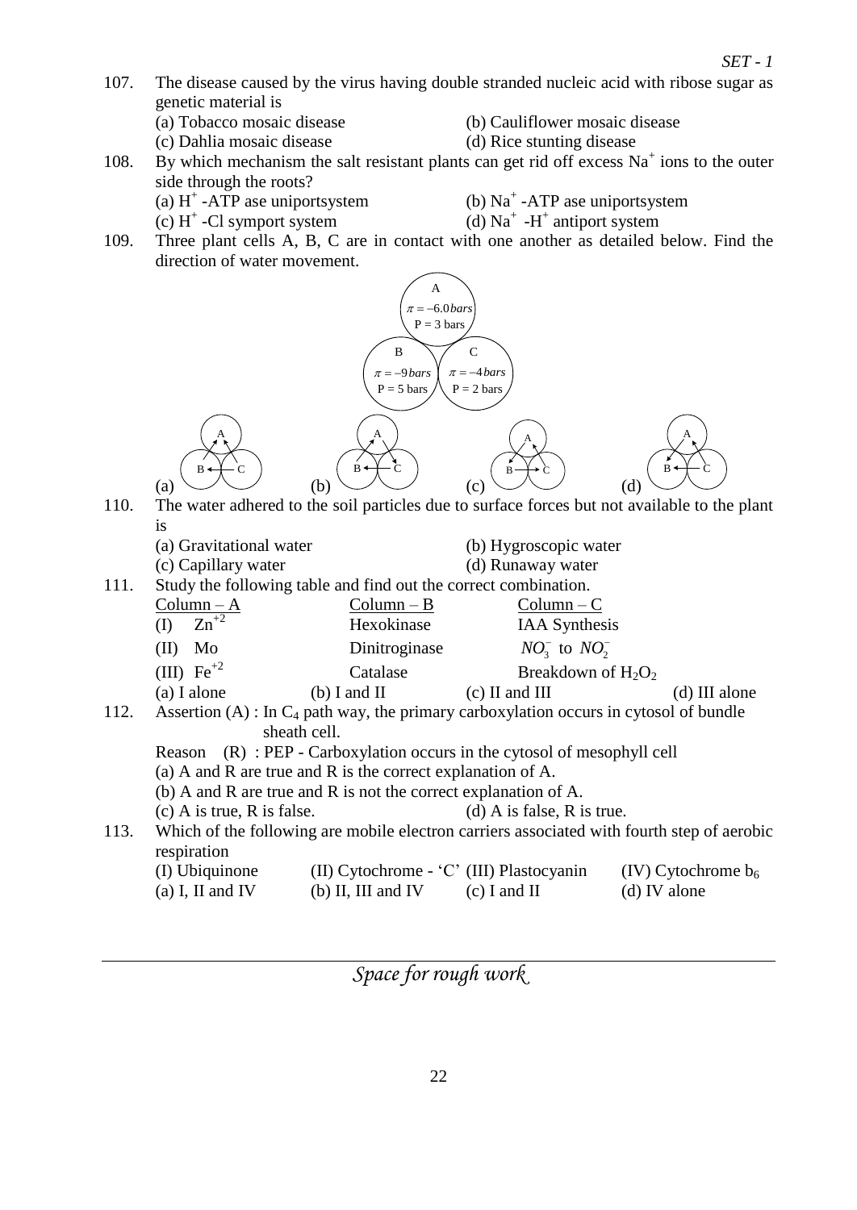107. The disease caused by the virus having double stranded nucleic acid with ribose sugar as genetic material is

(a) Tobacco mosaic disease (b) Cauliflower mosaic disease

(c) Dahlia mosaic disease (d) Rice stunting disease

108. By which mechanism the salt resistant plants can get rid off excess $Na^+$ ions to the outer side through the roots?

(a) $H^+$ -ATP ase uniportsystem (b) $Na^+$ -ATP ase uniportsystem

(c) $H^+$ -Cl symport system (d) $Na^+$ -$H^+$ antiport system

109. Three plant cells A, B, C are in contact with one another as detailed below. Find the direction of water movement.

A: $\pi = -6.0\,bars$, P = 3 bars

B: $\pi = -9\,bars$, P = 5 bars

C: $\pi = -4\,bars$, P = 2 bars

(a) (b) (c) (d)

110. The water adhered to the soil particles due to surface forces but not available to the plant is

(a) Gravitational water (b) Hygroscopic water

(c) Capillary water (d) Runaway water

111. Study the following table and find out the correct combination.

| Column – A | Column – B | Column – C |
|---|---|---|
| (I) $Zn^{+2}$ | Hexokinase | IAA Synthesis |
| (II) Mo | Dinitroginase | $NO_3^-$ to $NO_2^-$ |
| (III) $Fe^{+2}$ | Catalase | Breakdown of $H_2O_2$ |

(a) I alone (b) I and II (c) II and III (d) III alone

112. Assertion (A) : In $C_4$ path way, the primary carboxylation occurs in cytosol of bundle sheath cell.

Reason (R) : PEP - Carboxylation occurs in the cytosol of mesophyll cell

(a) A and R are true and R is the correct explanation of A.

(b) A and R are true and R is not the correct explanation of A.

(c) A is true, R is false. (d) A is false, R is true.

113. Which of the following are mobile electron carriers associated with fourth step of aerobic respiration

(I) Ubiquinone (II) Cytochrome - 'C' (III) Plastocyanin (IV) Cytochrome $b_6$

(a) I, II and IV (b) II, III and IV (c) I and II (d) IV alone

*Space for rough work*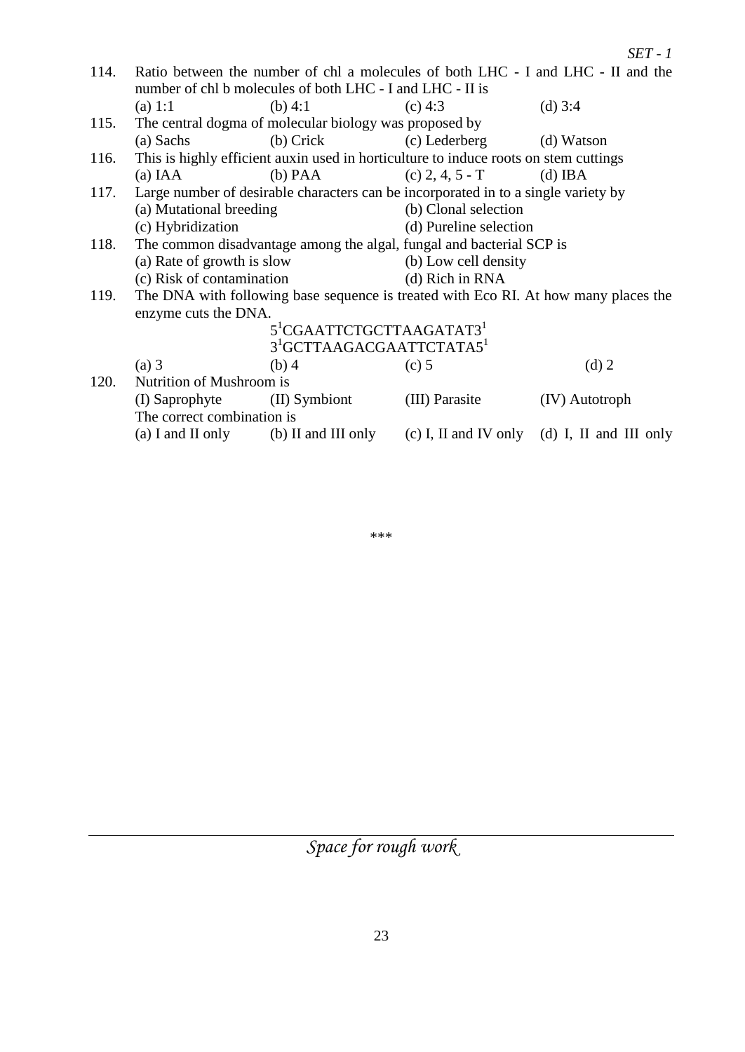114. Ratio between the number of chl a molecules of both LHC - I and LHC - II and the number of chl b molecules of both LHC - I and LHC - II is

(a) 1:1 (b) 4:1 (c) 4:3 (d) 3:4

115. The central dogma of molecular biology was proposed by

(a) Sachs (b) Crick (c) Lederberg (d) Watson

116. This is highly efficient auxin used in horticulture to induce roots on stem cuttings

(a) IAA (b) PAA (c) 2, 4, 5 - T (d) IBA

117. Large number of desirable characters can be incorporated in to a single variety by

(a) Mutational breeding (b) Clonal selection

(c) Hybridization (d) Pureline selection

118. The common disadvantage among the algal, fungal and bacterial SCP is

(a) Rate of growth is slow (b) Low cell density

(c) Risk of contamination (d) Rich in RNA

119. The DNA with following base sequence is treated with Eco RI. At how many places the enzyme cuts the DNA.

$5^1$CGAATTCTGCTTAAGATAT$3^1$

$3^1$GCTTAAGACGAATTCTATA$5^1$

(a) 3 (b) 4 (c) 5 (d) 2

120. Nutrition of Mushroom is

(I) Saprophyte (II) Symbiont (III) Parasite (IV) Autotroph

The correct combination is

(a) I and II only (b) II and III only (c) I, II and IV only (d) I, II and III only

\*\*\*

*Space for rough work*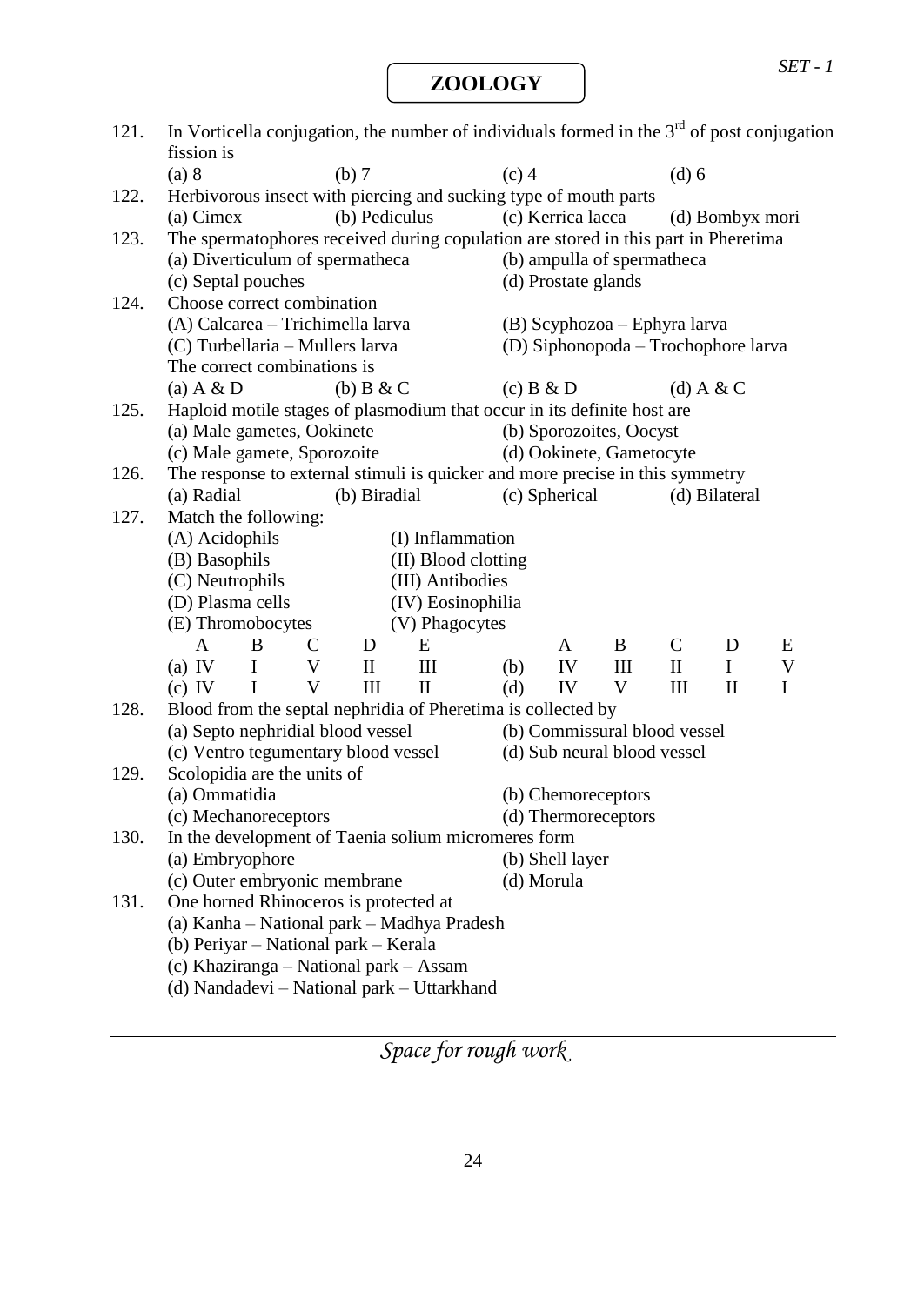# ZOOLOGY

121. In Vorticella conjugation, the number of individuals formed in the 3rd of post conjugation fission is
(a) 8 (b) 7 (c) 4 (d) 6

122. Herbivorous insect with piercing and sucking type of mouth parts
(a) Cimex (b) Pediculus (c) Kerrica lacca (d) Bombyx mori

123. The spermatophores received during copulation are stored in this part in Pheretima
(a) Diverticulum of spermatheca (b) ampulla of spermatheca
(c) Septal pouches (d) Prostate glands

124. Choose correct combination
(A) Calcarea – Trichimella larva (B) Scyphozoa – Ephyra larva
(C) Turbellaria – Mullers larva (D) Siphonopoda – Trochophore larva
The correct combinations is
(a) A & D (b) B & C (c) B & D (d) A & C

125. Haploid motile stages of plasmodium that occur in its definite host are
(a) Male gametes, Ookinete (b) Sporozoites, Oocyst
(c) Male gamete, Sporozoite (d) Ookinete, Gametocyte

126. The response to external stimuli is quicker and more precise in this symmetry
(a) Radial (b) Biradial (c) Spherical (d) Bilateral

127. Match the following:
(A) Acidophils (I) Inflammation
(B) Basophils (II) Blood clotting
(C) Neutrophils (III) Antibodies
(D) Plasma cells (IV) Eosinophilia
(E) Thromobocytes (V) Phagocytes

| | A | B | C | D | E |
|---|---|---|---|---|---|
| (a) | IV | I | V | II | III |
| (b) | IV | III | II | I | V |
| (c) | IV | I | V | III | II |
| (d) | IV | V | III | II | I |

128. Blood from the septal nephridia of Pheretima is collected by
(a) Septo nephridial blood vessel (b) Commissural blood vessel
(c) Ventro tegumentary blood vessel (d) Sub neural blood vessel

129. Scolopidia are the units of
(a) Ommatidia (b) Chemoreceptors
(c) Mechanoreceptors (d) Thermoreceptors

130. In the development of Taenia solium micromeres form
(a) Embryophore (b) Shell layer
(c) Outer embryonic membrane (d) Morula

131. One horned Rhinoceros is protected at
(a) Kanha – National park – Madhya Pradesh
(b) Periyar – National park – Kerala
(c) Khaziranga – National park – Assam
(d) Nandadevi – National park – Uttarkhand

*Space for rough work*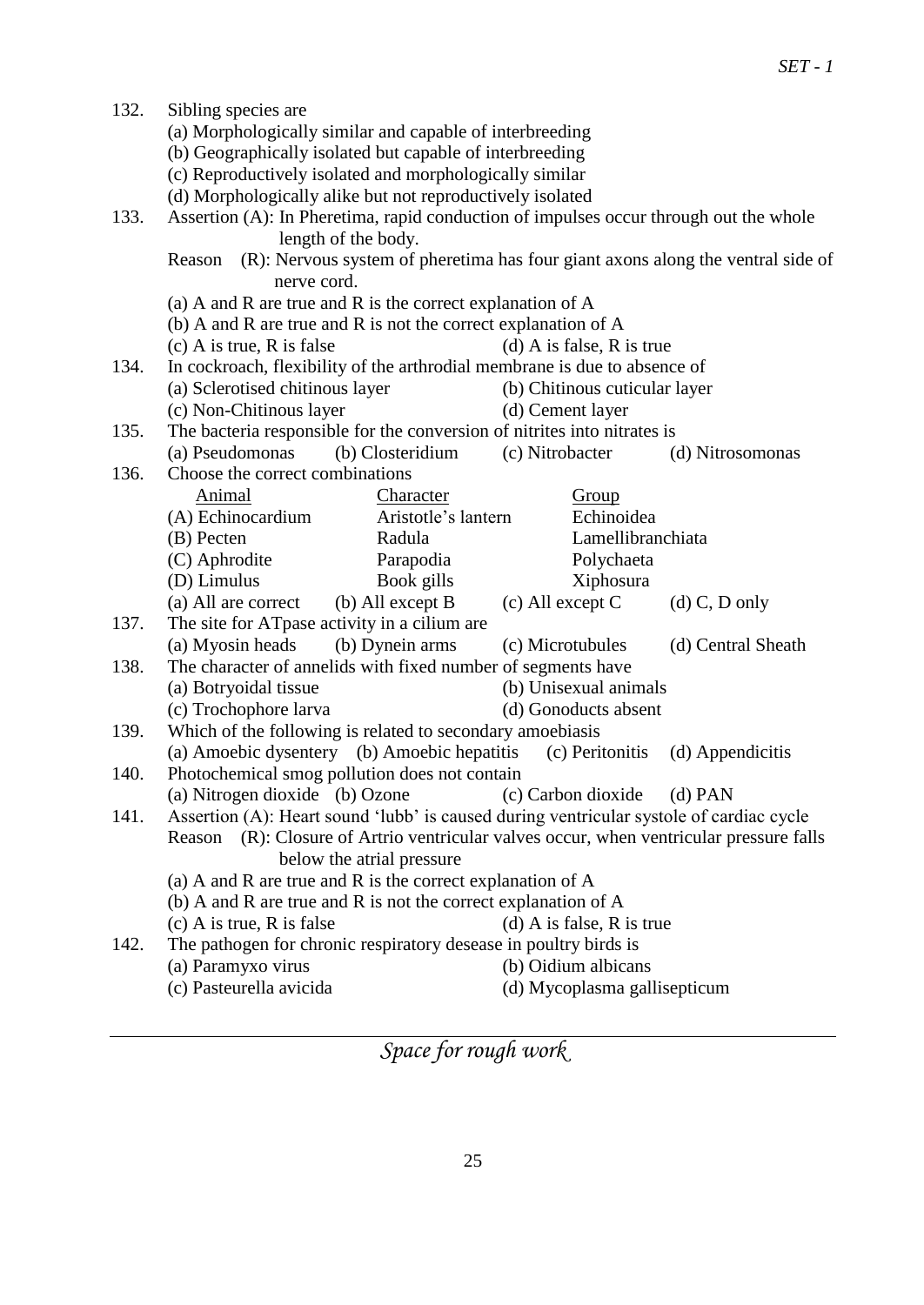132. Sibling species are
   (a) Morphologically similar and capable of interbreeding
   (b) Geographically isolated but capable of interbreeding
   (c) Reproductively isolated and morphologically similar
   (d) Morphologically alike but not reproductively isolated

133. Assertion (A): In Pheretima, rapid conduction of impulses occur through out the whole length of the body.
   Reason (R): Nervous system of pheretima has four giant axons along the ventral side of nerve cord.
   (a) A and R are true and R is the correct explanation of A
   (b) A and R are true and R is not the correct explanation of A
   (c) A is true, R is false  (d) A is false, R is true

134. In cockroach, flexibility of the arthrodial membrane is due to absence of
   (a) Sclerotised chitinous layer  (b) Chitinous cuticular layer
   (c) Non-Chitinous layer  (d) Cement layer

135. The bacteria responsible for the conversion of nitrites into nitrates is
   (a) Pseudomonas  (b) Closteridium  (c) Nitrobacter  (d) Nitrosomonas

136. Choose the correct combinations

| Animal | Character | Group |
|---|---|---|
| (A) Echinocardium | Aristotle's lantern | Echinoidea |
| (B) Pecten | Radula | Lamellibranchiata |
| (C) Aphrodite | Parapodia | Polychaeta |
| (D) Limulus | Book gills | Xiphosura |

   (a) All are correct  (b) All except B  (c) All except C  (d) C, D only

137. The site for ATpase activity in a cilium are
   (a) Myosin heads  (b) Dynein arms  (c) Microtubules  (d) Central Sheath

138. The character of annelids with fixed number of segments have
   (a) Botryoidal tissue  (b) Unisexual animals
   (c) Trochophore larva  (d) Gonoducts absent

139. Which of the following is related to secondary amoebiasis
   (a) Amoebic dysentery  (b) Amoebic hepatitis  (c) Peritonitis  (d) Appendicitis

140. Photochemical smog pollution does not contain
   (a) Nitrogen dioxide  (b) Ozone  (c) Carbon dioxide  (d) PAN

141. Assertion (A): Heart sound 'lubb' is caused during ventricular systole of cardiac cycle
   Reason (R): Closure of Artrio ventricular valves occur, when ventricular pressure falls below the atrial pressure
   (a) A and R are true and R is the correct explanation of A
   (b) A and R are true and R is not the correct explanation of A
   (c) A is true, R is false  (d) A is false, R is true

142. The pathogen for chronic respiratory desease in poultry birds is
   (a) Paramyxo virus  (b) Oidium albicans
   (c) Pasteurella avicida  (d) Mycoplasma gallisepticum

*Space for rough work*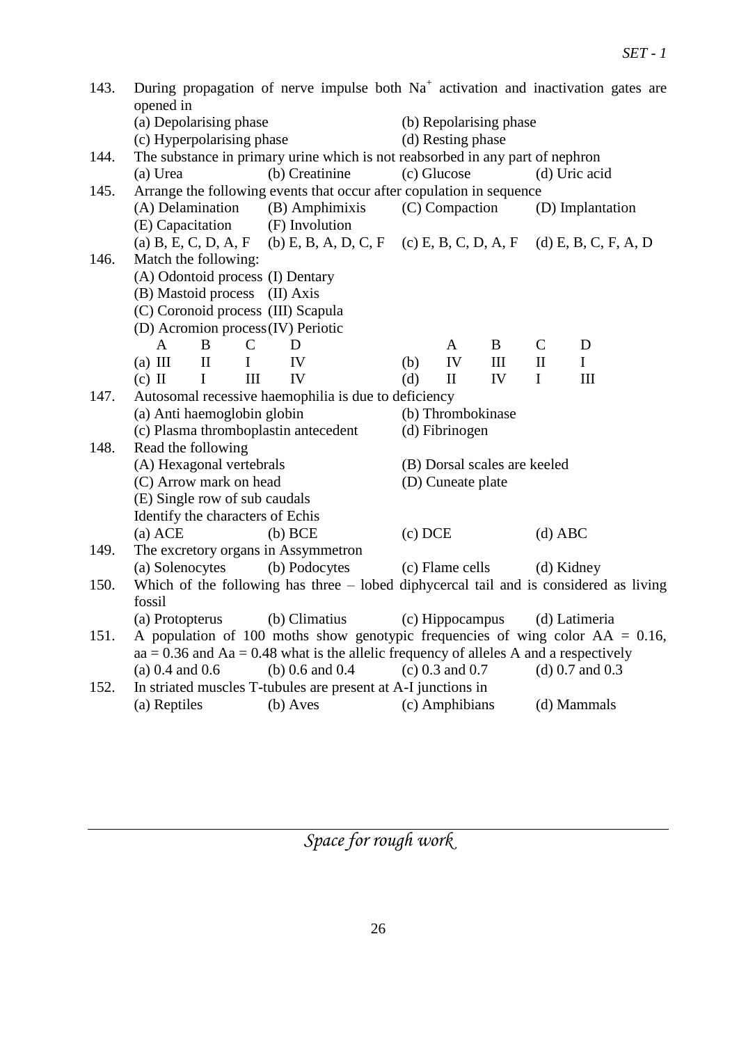143. During propagation of nerve impulse both $Na^+$ activation and inactivation gates are opened in

(a) Depolarising phase (b) Repolarising phase
(c) Hyperpolarising phase (d) Resting phase

144. The substance in primary urine which is not reabsorbed in any part of nephron

(a) Urea (b) Creatinine (c) Glucose (d) Uric acid

145. Arrange the following events that occur after copulation in sequence

(A) Delamination (B) Amphimixis (C) Compaction (D) Implantation
(E) Capacitation (F) Involution

(a) B, E, C, D, A, F (b) E, B, A, D, C, F (c) E, B, C, D, A, F (d) E, B, C, F, A, D

146. Match the following:

(A) Odontoid process (I) Dentary
(B) Mastoid process (II) Axis
(C) Coronoid process (III) Scapula
(D) Acromion process (IV) Periotic

| | A | B | C | D | | A | B | C | D |
|---|---|---|---|---|---|---|---|---|---|
| (a) | III | II | I | IV | (b) | IV | III | II | I |
| (c) | II | I | III | IV | (d) | II | IV | I | III |

147. Autosomal recessive haemophilia is due to deficiency

(a) Anti haemoglobin globin (b) Thrombokinase
(c) Plasma thromboplastin antecedent (d) Fibrinogen

148. Read the following

(A) Hexagonal vertebrals (B) Dorsal scales are keeled
(C) Arrow mark on head (D) Cuneate plate
(E) Single row of sub caudals

Identify the characters of Echis

(a) ACE (b) BCE (c) DCE (d) ABC

149. The excretory organs in Assymmetron

(a) Solenocytes (b) Podocytes (c) Flame cells (d) Kidney

150. Which of the following has three – lobed diphycercal tail and is considered as living fossil

(a) Protopterus (b) Climatius (c) Hippocampus (d) Latimeria

151. A population of 100 moths show genotypic frequencies of wing color AA = 0.16, aa = 0.36 and Aa = 0.48 what is the allelic frequency of alleles A and a respectively

(a) 0.4 and 0.6 (b) 0.6 and 0.4 (c) 0.3 and 0.7 (d) 0.7 and 0.3

152. In striated muscles T-tubules are present at A-I junctions in

(a) Reptiles (b) Aves (c) Amphibians (d) Mammals

*Space for rough work*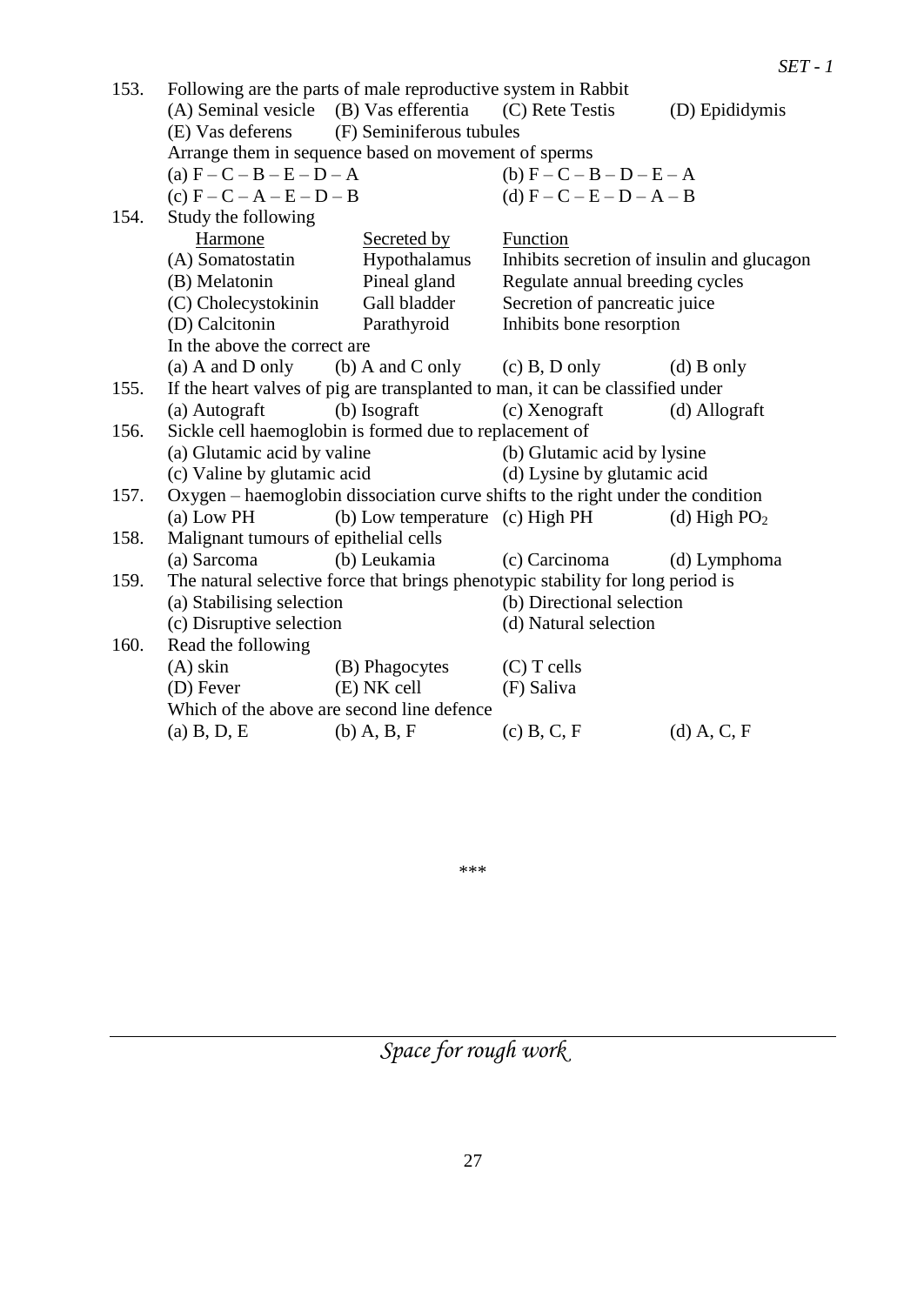153. Following are the parts of male reproductive system in Rabbit

(A) Seminal vesicle (B) Vas efferentia (C) Rete Testis (D) Epididymis
(E) Vas deferens (F) Seminiferous tubules

Arrange them in sequence based on movement of sperms

(a) F – C – B – E – D – A
(b) F – C – B – D – E – A
(c) F – C – A – E – D – B
(d) F – C – E – D – A – B

154. Study the following

| Harmone | Secreted by | Function |
|---|---|---|
| (A) Somatostatin | Hypothalamus | Inhibits secretion of insulin and glucagon |
| (B) Melatonin | Pineal gland | Regulate annual breeding cycles |
| (C) Cholecystokinin | Gall bladder | Secretion of pancreatic juice |
| (D) Calcitonin | Parathyroid | Inhibits bone resorption |

In the above the correct are

(a) A and D only (b) A and C only (c) B, D only (d) B only

155. If the heart valves of pig are transplanted to man, it can be classified under

(a) Autograft (b) Isograft (c) Xenograft (d) Allograft

156. Sickle cell haemoglobin is formed due to replacement of

(a) Glutamic acid by valine
(b) Glutamic acid by lysine
(c) Valine by glutamic acid
(d) Lysine by glutamic acid

157. Oxygen – haemoglobin dissociation curve shifts to the right under the condition

(a) Low PH (b) Low temperature (c) High PH (d) High $PO_2$

158. Malignant tumours of epithelial cells

(a) Sarcoma (b) Leukamia (c) Carcinoma (d) Lymphoma

159. The natural selective force that brings phenotypic stability for long period is

(a) Stabilising selection
(b) Directional selection
(c) Disruptive selection
(d) Natural selection

160. Read the following

(A) skin (B) Phagocytes (C) T cells
(D) Fever (E) NK cell (F) Saliva

Which of the above are second line defence

(a) B, D, E (b) A, B, F (c) B, C, F (d) A, C, F

***

*Space for rough work*